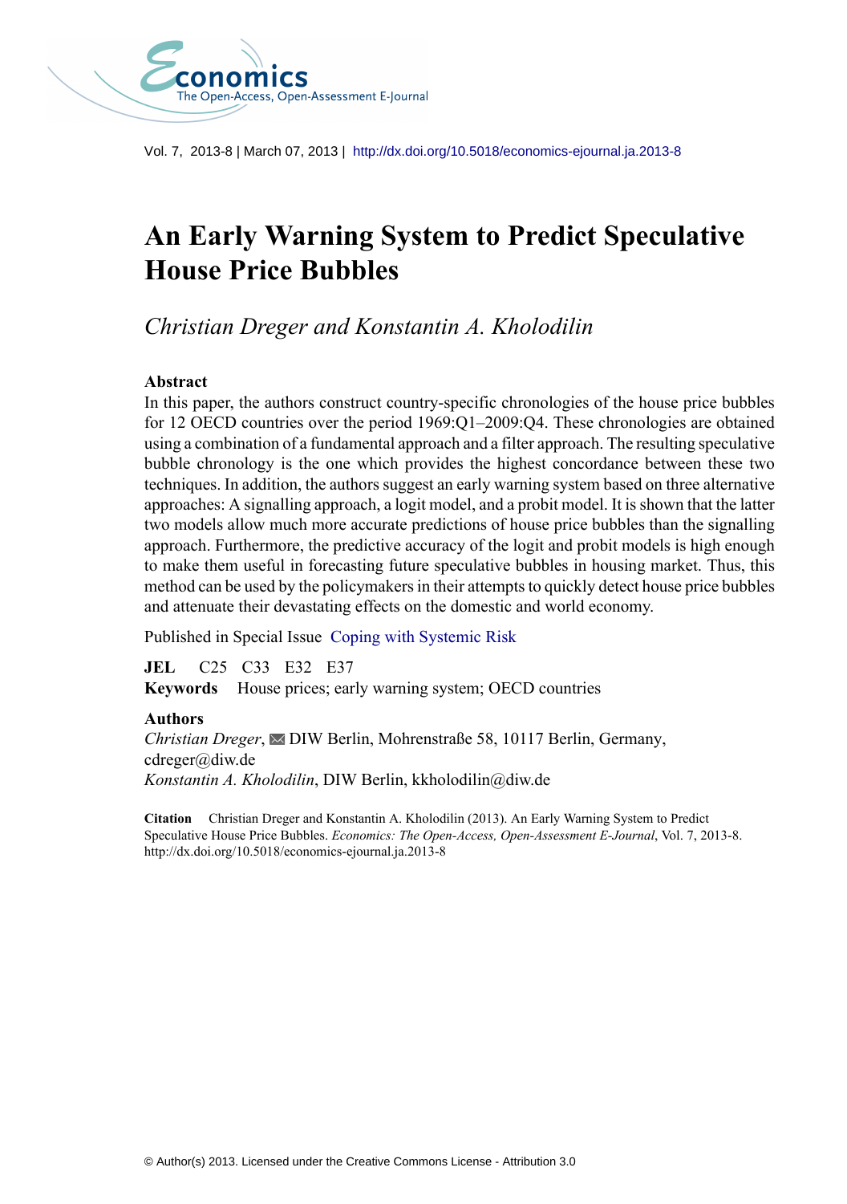# An Early Warning System to Predict Speculative House Price Bubbles

*Christian Dreger and Konstantin A. Kholodilin*

**Abstract**

In this paper, the authors construct country-specific chronologies of the house price bubbles for 12 OECD countries over the period 1969:Q1–2009:Q4. These chronologies are obtained using a combination of a fundamental approach and a filter approach. The resulting speculative bubble chronology is the one which provides the highest concordance between these two techniques. In addition, the authors suggest an early warning system based on three alternative approaches: A signalling approach, a logit model, and a probit model. It is shown that the latter two models allow much more accurate predictions of house price bubbles than the signalling approach. Furthermore, the predictive accuracy of the logit and probit models is high enough to make them useful in forecasting future speculative bubbles in housing market. Thus, this method can be used by the policymakers in their attempts to quickly detect house price bubbles and attenuate their devastating effects on the domestic and world economy.

Published in Special Issue Coping with Systemic Risk

**JEL** C25 C33 E32 E37

**Keywords** House prices; early warning system; OECD countries

**Authors**

*Christian Dreger*, ✉ DIW Berlin, Mohrenstraße 58, 10117 Berlin, Germany, cdreger@diw.de

*Konstantin A. Kholodilin*, DIW Berlin, kkholodilin@diw.de

**Citation** Christian Dreger and Konstantin A. Kholodilin (2013). An Early Warning System to Predict Speculative House Price Bubbles. *Economics: The Open-Access, Open-Assessment E-Journal*, Vol. 7, 2013-8. http://dx.doi.org/10.5018/economics-ejournal.ja.2013-8

© Author(s) 2013. Licensed under the Creative Commons License - Attribution 3.0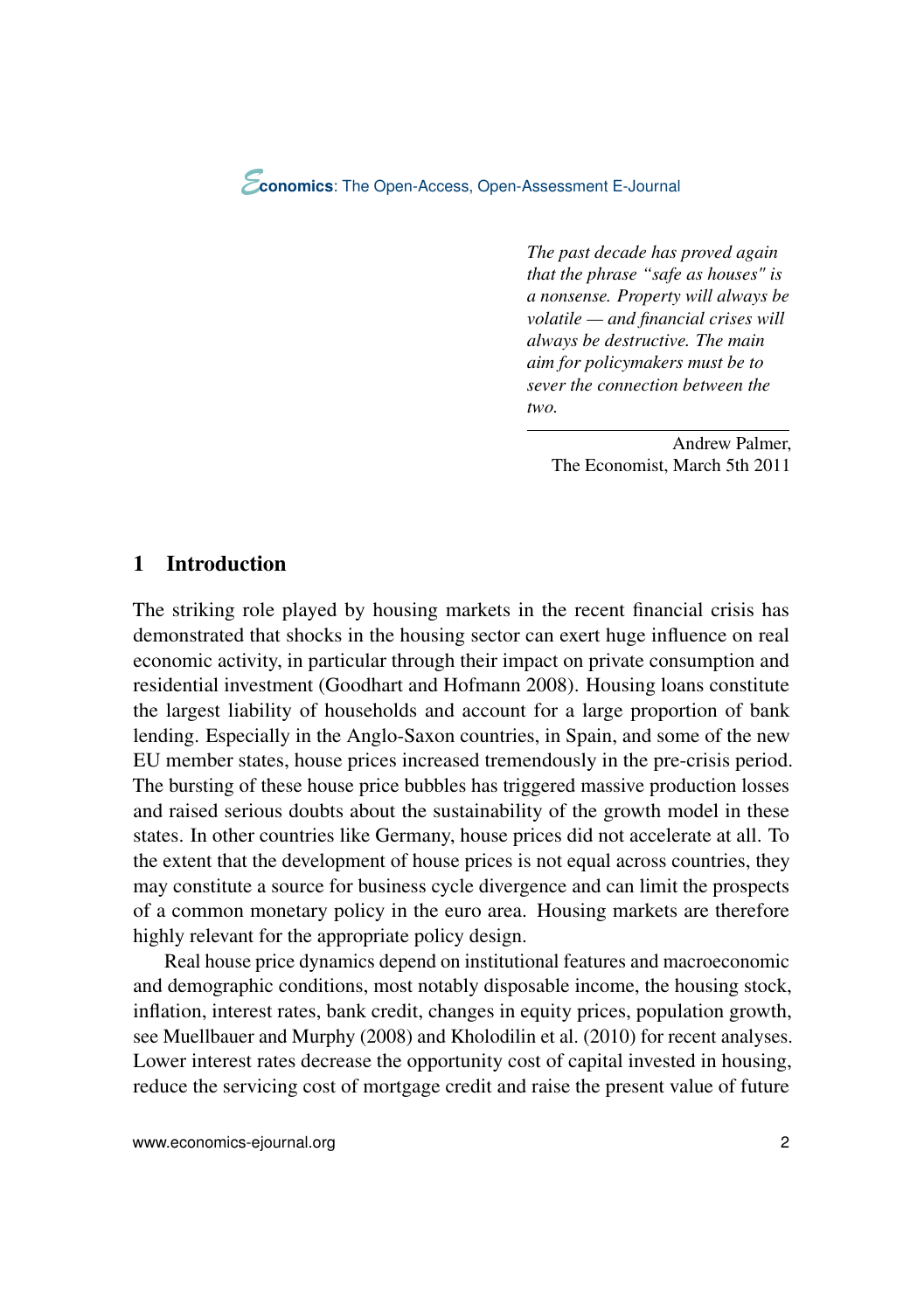*The past decade has proved again that the phrase "safe as houses" is a nonsense. Property will always be volatile — and financial crises will always be destructive. The main aim for policymakers must be to sever the connection between the two.*

Andrew Palmer,
The Economist, March 5th 2011

## 1 Introduction

The striking role played by housing markets in the recent financial crisis has demonstrated that shocks in the housing sector can exert huge influence on real economic activity, in particular through their impact on private consumption and residential investment (Goodhart and Hofmann 2008). Housing loans constitute the largest liability of households and account for a large proportion of bank lending. Especially in the Anglo-Saxon countries, in Spain, and some of the new EU member states, house prices increased tremendously in the pre-crisis period. The bursting of these house price bubbles has triggered massive production losses and raised serious doubts about the sustainability of the growth model in these states. In other countries like Germany, house prices did not accelerate at all. To the extent that the development of house prices is not equal across countries, they may constitute a source for business cycle divergence and can limit the prospects of a common monetary policy in the euro area. Housing markets are therefore highly relevant for the appropriate policy design.

Real house price dynamics depend on institutional features and macroeconomic and demographic conditions, most notably disposable income, the housing stock, inflation, interest rates, bank credit, changes in equity prices, population growth, see Muellbauer and Murphy (2008) and Kholodilin et al. (2010) for recent analyses. Lower interest rates decrease the opportunity cost of capital invested in housing, reduce the servicing cost of mortgage credit and raise the present value of future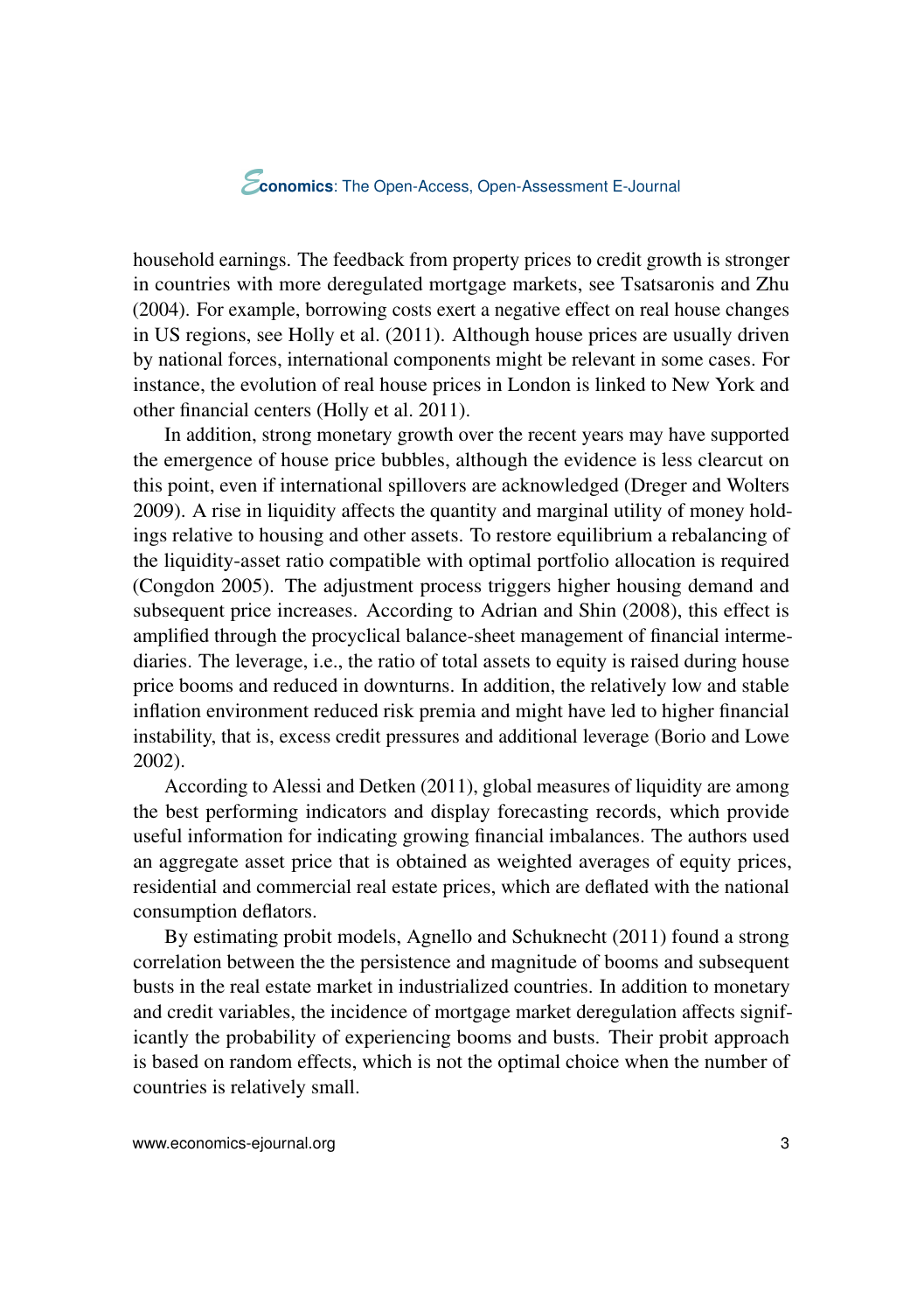household earnings. The feedback from property prices to credit growth is stronger in countries with more deregulated mortgage markets, see Tsatsaronis and Zhu (2004). For example, borrowing costs exert a negative effect on real house changes in US regions, see Holly et al. (2011). Although house prices are usually driven by national forces, international components might be relevant in some cases. For instance, the evolution of real house prices in London is linked to New York and other financial centers (Holly et al. 2011).

In addition, strong monetary growth over the recent years may have supported the emergence of house price bubbles, although the evidence is less clearcut on this point, even if international spillovers are acknowledged (Dreger and Wolters 2009). A rise in liquidity affects the quantity and marginal utility of money holdings relative to housing and other assets. To restore equilibrium a rebalancing of the liquidity-asset ratio compatible with optimal portfolio allocation is required (Congdon 2005). The adjustment process triggers higher housing demand and subsequent price increases. According to Adrian and Shin (2008), this effect is amplified through the procyclical balance-sheet management of financial intermediaries. The leverage, i.e., the ratio of total assets to equity is raised during house price booms and reduced in downturns. In addition, the relatively low and stable inflation environment reduced risk premia and might have led to higher financial instability, that is, excess credit pressures and additional leverage (Borio and Lowe 2002).

According to Alessi and Detken (2011), global measures of liquidity are among the best performing indicators and display forecasting records, which provide useful information for indicating growing financial imbalances. The authors used an aggregate asset price that is obtained as weighted averages of equity prices, residential and commercial real estate prices, which are deflated with the national consumption deflators.

By estimating probit models, Agnello and Schuknecht (2011) found a strong correlation between the the persistence and magnitude of booms and subsequent busts in the real estate market in industrialized countries. In addition to monetary and credit variables, the incidence of mortgage market deregulation affects significantly the probability of experiencing booms and busts. Their probit approach is based on random effects, which is not the optimal choice when the number of countries is relatively small.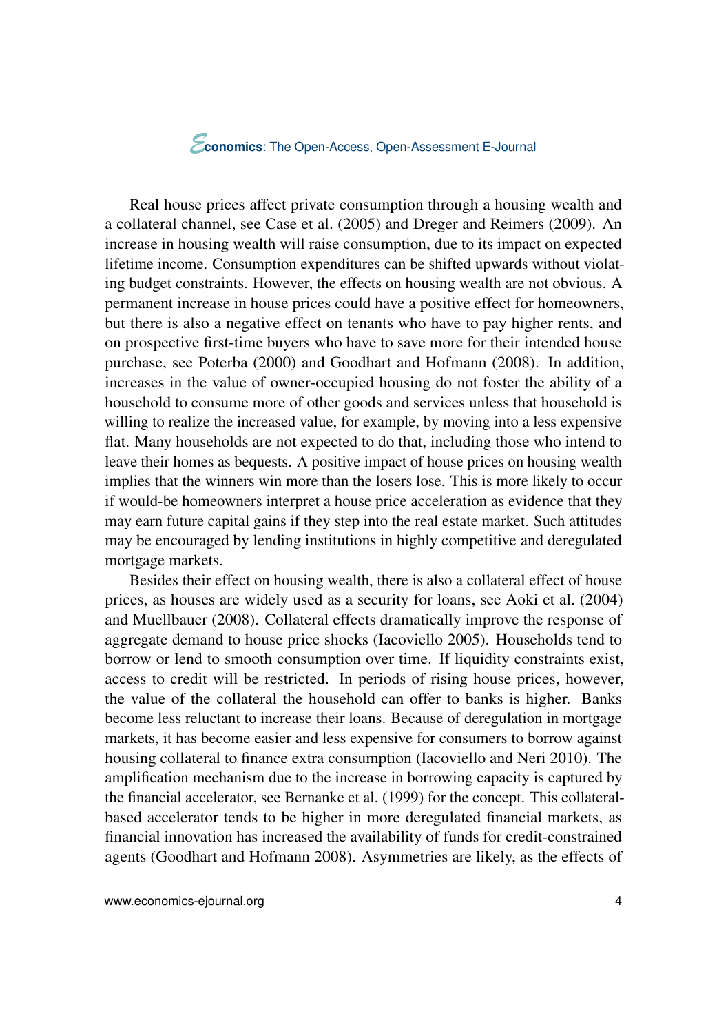Real house prices affect private consumption through a housing wealth and a collateral channel, see Case et al. (2005) and Dreger and Reimers (2009). An increase in housing wealth will raise consumption, due to its impact on expected lifetime income. Consumption expenditures can be shifted upwards without violating budget constraints. However, the effects on housing wealth are not obvious. A permanent increase in house prices could have a positive effect for homeowners, but there is also a negative effect on tenants who have to pay higher rents, and on prospective first-time buyers who have to save more for their intended house purchase, see Poterba (2000) and Goodhart and Hofmann (2008). In addition, increases in the value of owner-occupied housing do not foster the ability of a household to consume more of other goods and services unless that household is willing to realize the increased value, for example, by moving into a less expensive flat. Many households are not expected to do that, including those who intend to leave their homes as bequests. A positive impact of house prices on housing wealth implies that the winners win more than the losers lose. This is more likely to occur if would-be homeowners interpret a house price acceleration as evidence that they may earn future capital gains if they step into the real estate market. Such attitudes may be encouraged by lending institutions in highly competitive and deregulated mortgage markets.

Besides their effect on housing wealth, there is also a collateral effect of house prices, as houses are widely used as a security for loans, see Aoki et al. (2004) and Muellbauer (2008). Collateral effects dramatically improve the response of aggregate demand to house price shocks (Iacoviello 2005). Households tend to borrow or lend to smooth consumption over time. If liquidity constraints exist, access to credit will be restricted. In periods of rising house prices, however, the value of the collateral the household can offer to banks is higher. Banks become less reluctant to increase their loans. Because of deregulation in mortgage markets, it has become easier and less expensive for consumers to borrow against housing collateral to finance extra consumption (Iacoviello and Neri 2010). The amplification mechanism due to the increase in borrowing capacity is captured by the financial accelerator, see Bernanke et al. (1999) for the concept. This collateral-based accelerator tends to be higher in more deregulated financial markets, as financial innovation has increased the availability of funds for credit-constrained agents (Goodhart and Hofmann 2008). Asymmetries are likely, as the effects of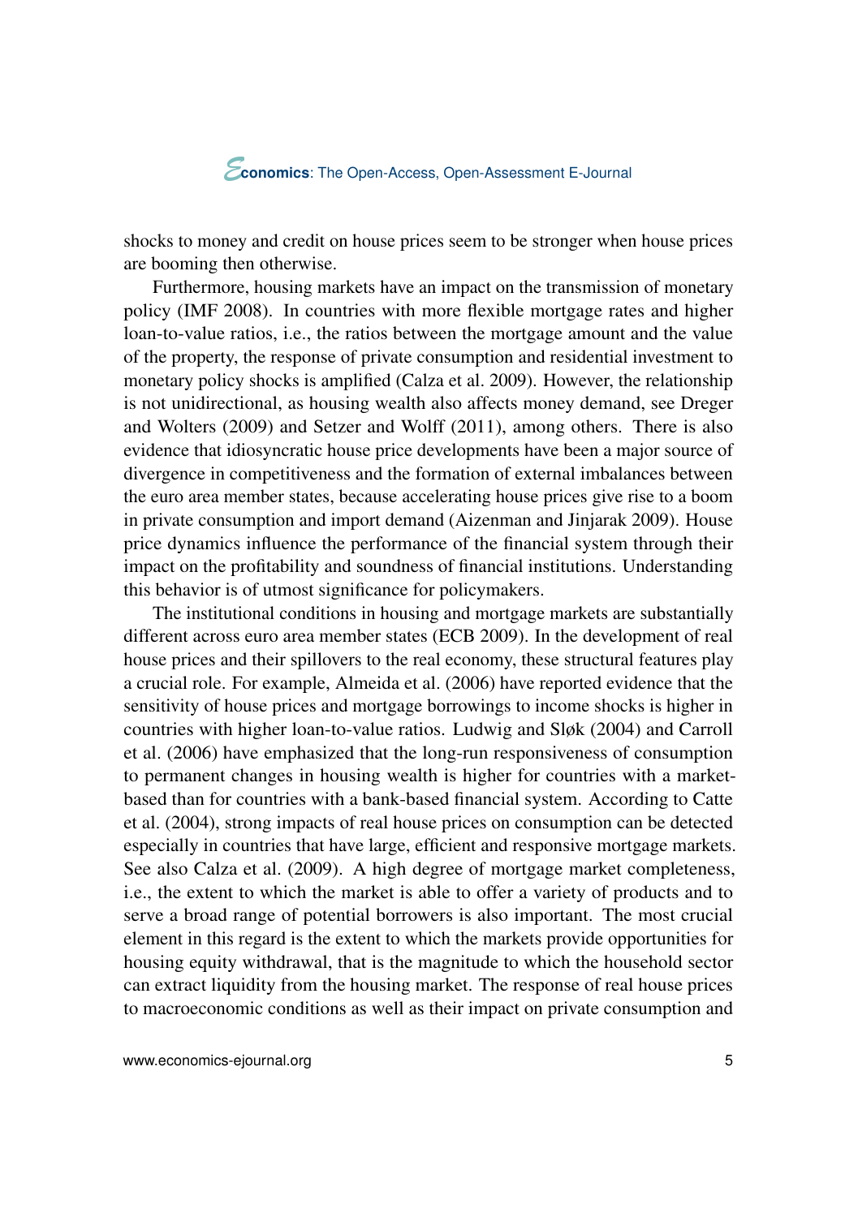shocks to money and credit on house prices seem to be stronger when house prices are booming then otherwise.

Furthermore, housing markets have an impact on the transmission of monetary policy (IMF 2008). In countries with more flexible mortgage rates and higher loan-to-value ratios, i.e., the ratios between the mortgage amount and the value of the property, the response of private consumption and residential investment to monetary policy shocks is amplified (Calza et al. 2009). However, the relationship is not unidirectional, as housing wealth also affects money demand, see Dreger and Wolters (2009) and Setzer and Wolff (2011), among others. There is also evidence that idiosyncratic house price developments have been a major source of divergence in competitiveness and the formation of external imbalances between the euro area member states, because accelerating house prices give rise to a boom in private consumption and import demand (Aizenman and Jinjarak 2009). House price dynamics influence the performance of the financial system through their impact on the profitability and soundness of financial institutions. Understanding this behavior is of utmost significance for policymakers.

The institutional conditions in housing and mortgage markets are substantially different across euro area member states (ECB 2009). In the development of real house prices and their spillovers to the real economy, these structural features play a crucial role. For example, Almeida et al. (2006) have reported evidence that the sensitivity of house prices and mortgage borrowings to income shocks is higher in countries with higher loan-to-value ratios. Ludwig and Sløk (2004) and Carroll et al. (2006) have emphasized that the long-run responsiveness of consumption to permanent changes in housing wealth is higher for countries with a market-based than for countries with a bank-based financial system. According to Catte et al. (2004), strong impacts of real house prices on consumption can be detected especially in countries that have large, efficient and responsive mortgage markets. See also Calza et al. (2009). A high degree of mortgage market completeness, i.e., the extent to which the market is able to offer a variety of products and to serve a broad range of potential borrowers is also important. The most crucial element in this regard is the extent to which the markets provide opportunities for housing equity withdrawal, that is the magnitude to which the household sector can extract liquidity from the housing market. The response of real house prices to macroeconomic conditions as well as their impact on private consumption and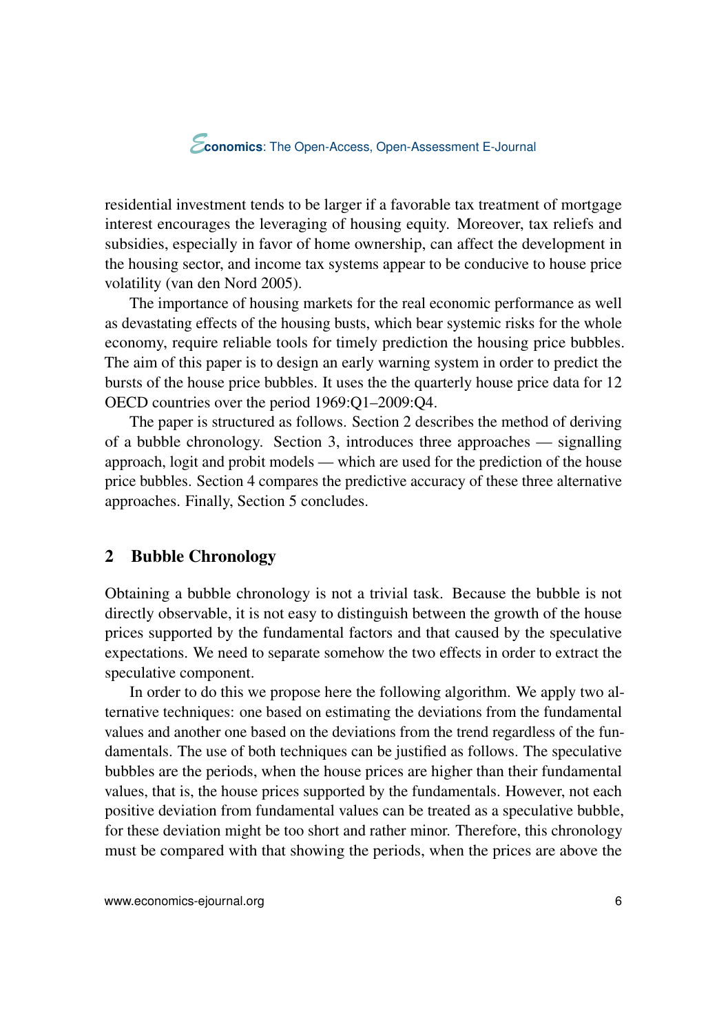residential investment tends to be larger if a favorable tax treatment of mortgage interest encourages the leveraging of housing equity. Moreover, tax reliefs and subsidies, especially in favor of home ownership, can affect the development in the housing sector, and income tax systems appear to be conducive to house price volatility (van den Nord 2005).

The importance of housing markets for the real economic performance as well as devastating effects of the housing busts, which bear systemic risks for the whole economy, require reliable tools for timely prediction the housing price bubbles. The aim of this paper is to design an early warning system in order to predict the bursts of the house price bubbles. It uses the the quarterly house price data for 12 OECD countries over the period 1969:Q1–2009:Q4.

The paper is structured as follows. Section 2 describes the method of deriving of a bubble chronology. Section 3, introduces three approaches — signalling approach, logit and probit models — which are used for the prediction of the house price bubbles. Section 4 compares the predictive accuracy of these three alternative approaches. Finally, Section 5 concludes.

## 2 Bubble Chronology

Obtaining a bubble chronology is not a trivial task. Because the bubble is not directly observable, it is not easy to distinguish between the growth of the house prices supported by the fundamental factors and that caused by the speculative expectations. We need to separate somehow the two effects in order to extract the speculative component.

In order to do this we propose here the following algorithm. We apply two alternative techniques: one based on estimating the deviations from the fundamental values and another one based on the deviations from the trend regardless of the fundamentals. The use of both techniques can be justified as follows. The speculative bubbles are the periods, when the house prices are higher than their fundamental values, that is, the house prices supported by the fundamentals. However, not each positive deviation from fundamental values can be treated as a speculative bubble, for these deviation might be too short and rather minor. Therefore, this chronology must be compared with that showing the periods, when the prices are above the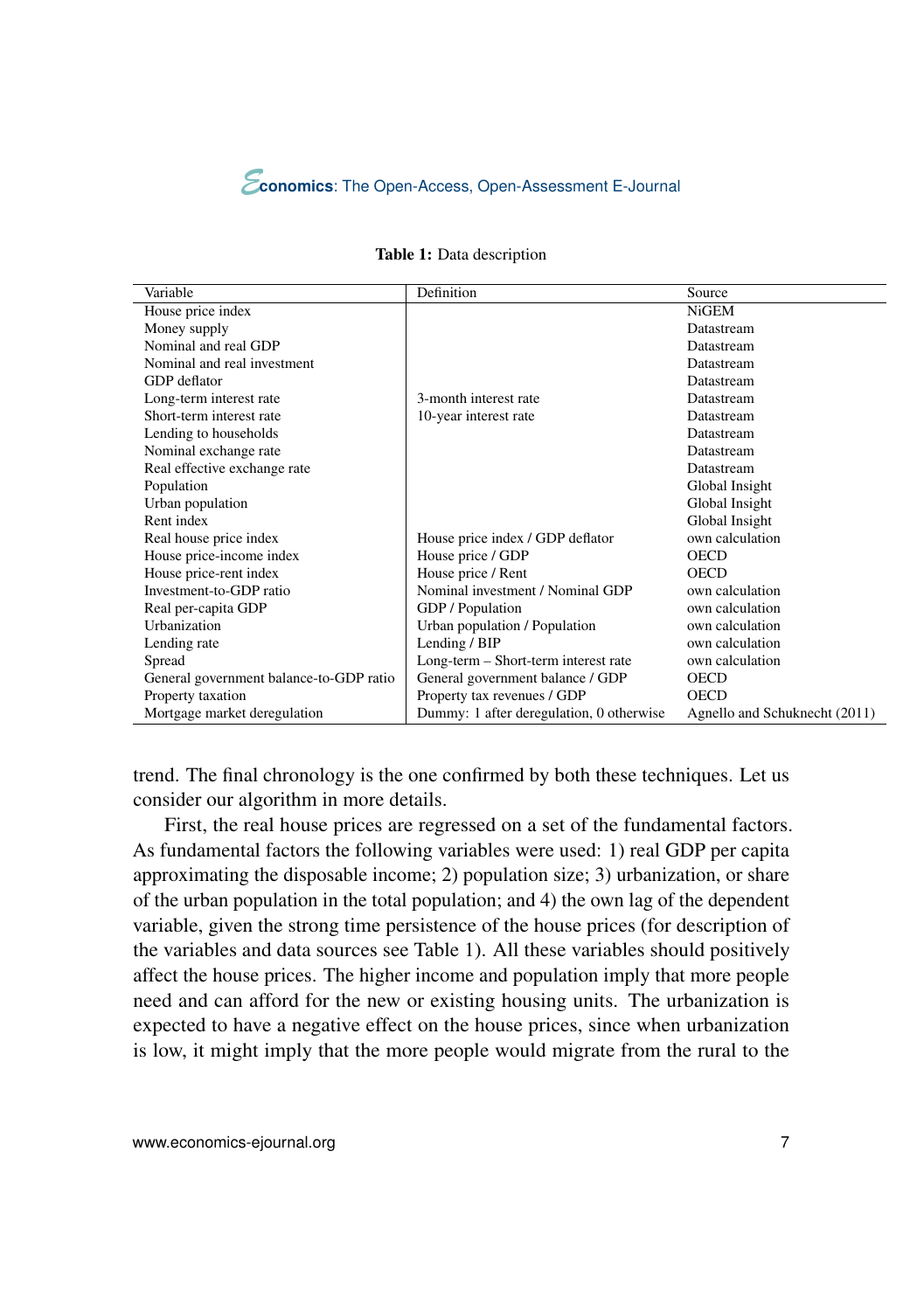**Table 1:** Data description

| Variable | Definition | Source |
|---|---|---|
| House price index | | NiGEM |
| Money supply | | Datastream |
| Nominal and real GDP | | Datastream |
| Nominal and real investment | | Datastream |
| GDP deflator | | Datastream |
| Long-term interest rate | 3-month interest rate | Datastream |
| Short-term interest rate | 10-year interest rate | Datastream |
| Lending to households | | Datastream |
| Nominal exchange rate | | Datastream |
| Real effective exchange rate | | Datastream |
| Population | | Global Insight |
| Urban population | | Global Insight |
| Rent index | | Global Insight |
| Real house price index | House price index / GDP deflator | own calculation |
| House price-income index | House price / GDP | OECD |
| House price-rent index | House price / Rent | OECD |
| Investment-to-GDP ratio | Nominal investment / Nominal GDP | own calculation |
| Real per-capita GDP | GDP / Population | own calculation |
| Urbanization | Urban population / Population | own calculation |
| Lending rate | Lending / BIP | own calculation |
| Spread | Long-term – Short-term interest rate | own calculation |
| General government balance-to-GDP ratio | General government balance / GDP | OECD |
| Property taxation | Property tax revenues / GDP | OECD |
| Mortgage market deregulation | Dummy: 1 after deregulation, 0 otherwise | Agnello and Schuknecht (2011) |

trend. The final chronology is the one confirmed by both these techniques. Let us consider our algorithm in more details.

First, the real house prices are regressed on a set of the fundamental factors. As fundamental factors the following variables were used: 1) real GDP per capita approximating the disposable income; 2) population size; 3) urbanization, or share of the urban population in the total population; and 4) the own lag of the dependent variable, given the strong time persistence of the house prices (for description of the variables and data sources see Table 1). All these variables should positively affect the house prices. The higher income and population imply that more people need and can afford for the new or existing housing units. The urbanization is expected to have a negative effect on the house prices, since when urbanization is low, it might imply that the more people would migrate from the rural to the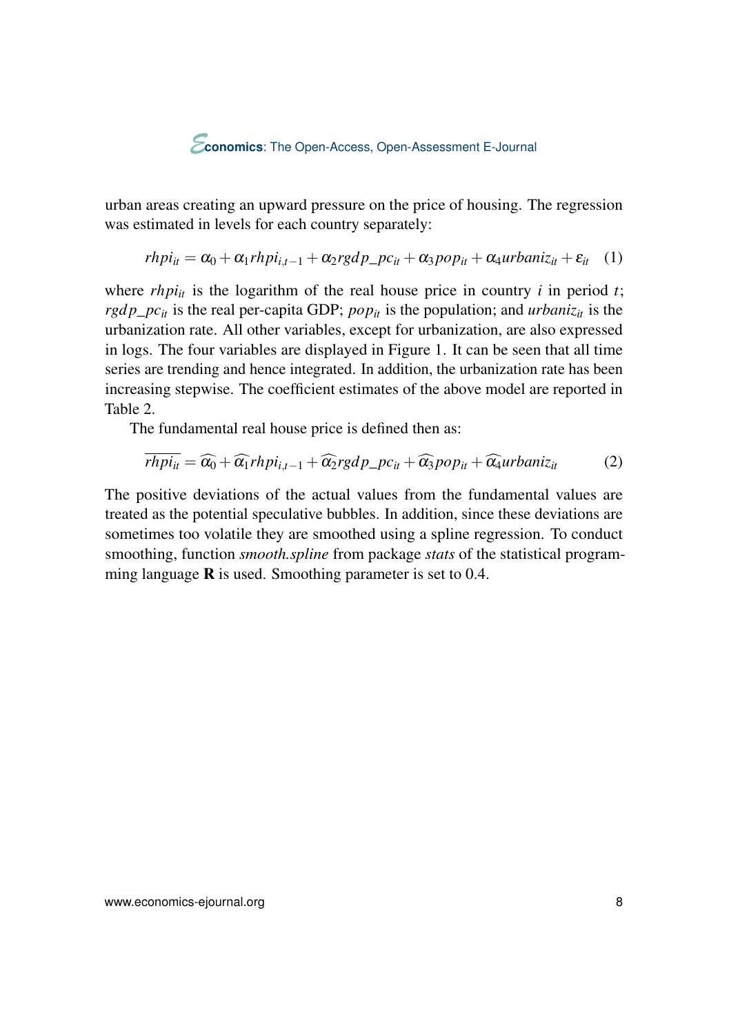urban areas creating an upward pressure on the price of housing. The regression was estimated in levels for each country separately:

$$rhpi_{it} = \alpha_0 + \alpha_1 rhpi_{i,t-1} + \alpha_2 rgdp\_pc_{it} + \alpha_3 pop_{it} + \alpha_4 urbaniz_{it} + \varepsilon_{it} \quad (1)$$

where $rhpi_{it}$ is the logarithm of the real house price in country $i$ in period $t$; $rgdp\_pc_{it}$ is the real per-capita GDP; $pop_{it}$ is the population; and $urbaniz_{it}$ is the urbanization rate. All other variables, except for urbanization, are also expressed in logs. The four variables are displayed in Figure 1. It can be seen that all time series are trending and hence integrated. In addition, the urbanization rate has been increasing stepwise. The coefficient estimates of the above model are reported in Table 2.

The fundamental real house price is defined then as:

$$\overline{rhpi_{it}} = \widehat{\alpha_0} + \widehat{\alpha_1} rhpi_{i,t-1} + \widehat{\alpha_2} rgdp\_pc_{it} + \widehat{\alpha_3} pop_{it} + \widehat{\alpha_4} urbaniz_{it} \quad (2)$$

The positive deviations of the actual values from the fundamental values are treated as the potential speculative bubbles. In addition, since these deviations are sometimes too volatile they are smoothed using a spline regression. To conduct smoothing, function *smooth.spline* from package *stats* of the statistical programming language **R** is used. Smoothing parameter is set to 0.4.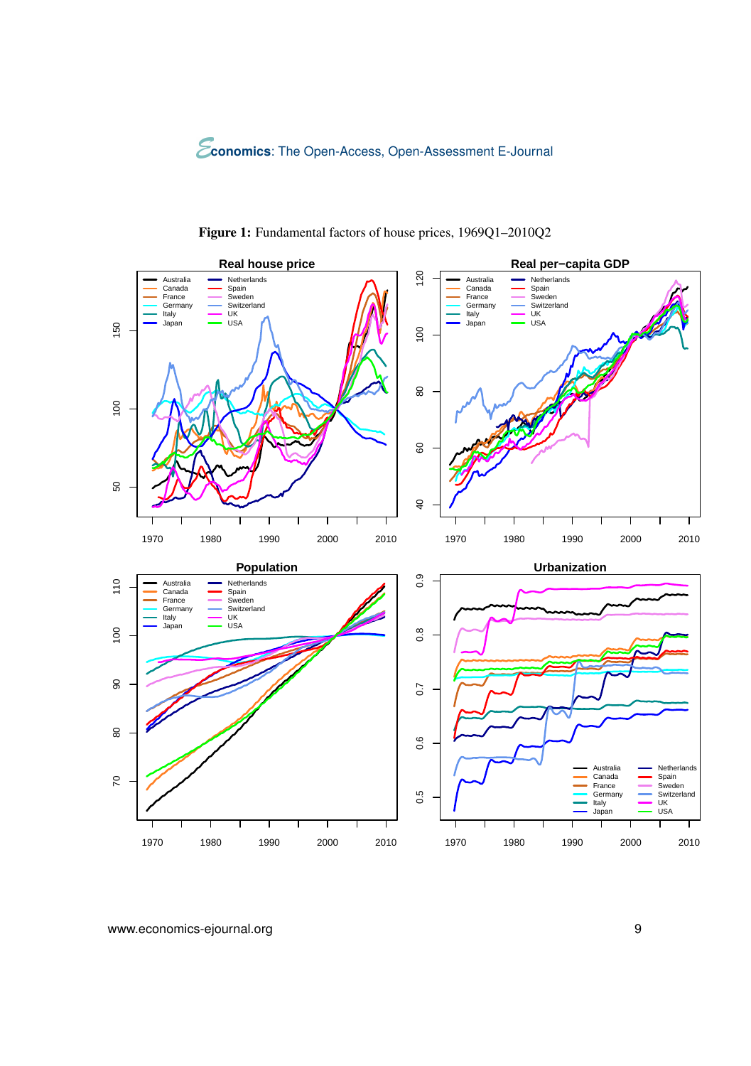**Figure 1:** Fundamental factors of house prices, 1969Q1–2010Q2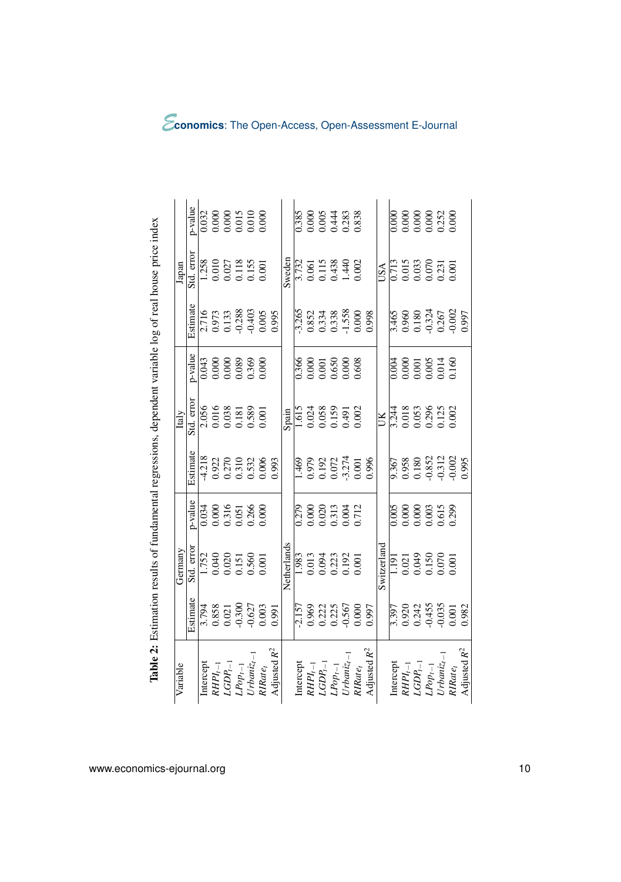**Table 2:** Estimation results of fundamental regressions, dependent variable log of real house price index

| Variable | Germany | | | Italy | | | Japan | | |
|---|---|---|---|---|---|---|---|---|---|
| | Estimate | Std. error | p-value | Estimate | Std. error | p-value | Estimate | Std. error | p-value |
| Intercept | 3.794 | 1.752 | 0.034 | -4.218 | 2.056 | 0.043 | 2.716 | 1.258 | 0.032 |
| $RHPI_{t-1}$ | 0.858 | 0.040 | 0.000 | 0.922 | 0.016 | 0.000 | 0.973 | 0.010 | 0.000 |
| $LGDP_{t-1}$ | 0.021 | 0.020 | 0.316 | 0.270 | 0.038 | 0.000 | 0.133 | 0.027 | 0.000 |
| $LPop_{t-1}$ | -0.300 | 0.151 | 0.051 | 0.310 | 0.181 | 0.089 | -0.288 | 0.118 | 0.015 |
| $Urbaniz_{t-1}$ | -0.627 | 0.560 | 0.266 | 0.532 | 0.589 | 0.369 | -0.403 | 0.155 | 0.010 |
| $RIRate_t$ | 0.003 | 0.001 | 0.000 | 0.006 | 0.001 | 0.000 | 0.005 | 0.001 | 0.000 |
| Adjusted $R^2$ | 0.991 | | | 0.993 | | | 0.995 | | |
| | Netherlands | | | Spain | | | Sweden | | |
| Intercept | -2.157 | 1.983 | 0.279 | 1.469 | 1.615 | 0.366 | -3.265 | 3.732 | 0.385 |
| $RHPI_{t-1}$ | 0.969 | 0.013 | 0.000 | 0.979 | 0.024 | 0.000 | 0.852 | 0.061 | 0.000 |
| $LGDP_{t-1}$ | 0.222 | 0.094 | 0.020 | 0.192 | 0.058 | 0.001 | 0.334 | 0.115 | 0.005 |
| $LPop_{t-1}$ | 0.225 | 0.223 | 0.313 | 0.072 | 0.159 | 0.650 | 0.338 | 0.438 | 0.444 |
| $Urbaniz_{t-1}$ | -0.567 | 0.192 | 0.004 | -3.274 | 0.491 | 0.000 | -1.558 | 1.440 | 0.283 |
| $RIRate_t$ | 0.000 | 0.001 | 0.712 | 0.001 | 0.002 | 0.608 | 0.000 | 0.002 | 0.838 |
| Adjusted $R^2$ | 0.997 | | | 0.996 | | | 0.998 | | |
| | Switzerland | | | UK | | | USA | | |
| Intercept | 3.397 | 1.191 | 0.005 | 9.367 | 3.244 | 0.004 | 3.465 | 0.713 | 0.000 |
| $RHPI_{t-1}$ | 0.920 | 0.021 | 0.000 | 0.958 | 0.018 | 0.000 | 0.960 | 0.015 | 0.000 |
| $LGDP_{t-1}$ | 0.242 | 0.049 | 0.000 | 0.180 | 0.053 | 0.001 | 0.180 | 0.033 | 0.000 |
| $LPop_{t-1}$ | -0.455 | 0.150 | 0.003 | -0.852 | 0.296 | 0.005 | -0.324 | 0.070 | 0.000 |
| $Urbaniz_{t-1}$ | -0.035 | 0.070 | 0.615 | -0.312 | 0.125 | 0.014 | 0.267 | 0.231 | 0.252 |
| $RIRate_t$ | 0.001 | 0.001 | 0.299 | -0.002 | 0.002 | 0.160 | -0.002 | 0.001 | 0.000 |
| Adjusted $R^2$ | 0.982 | | | 0.995 | | | 0.997 | | |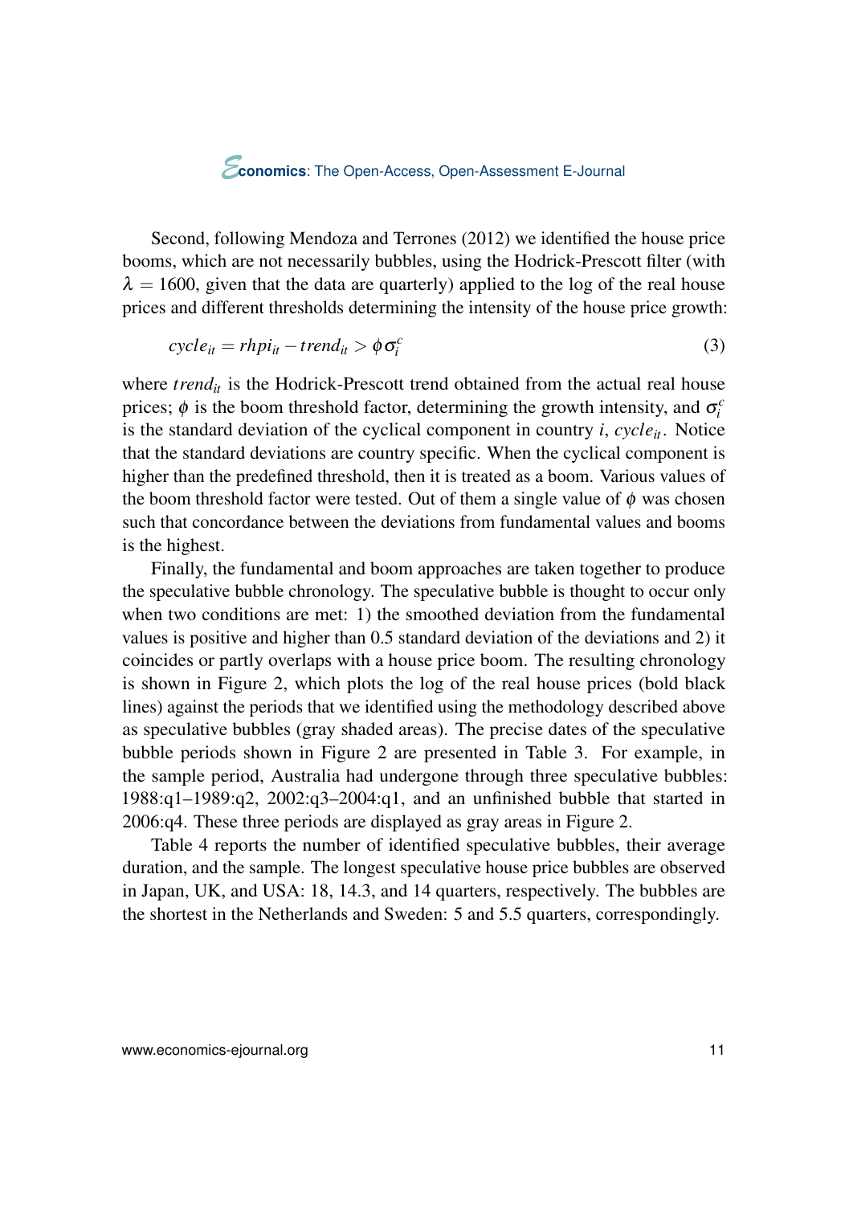Second, following Mendoza and Terrones (2012) we identified the house price booms, which are not necessarily bubbles, using the Hodrick-Prescott filter (with $\lambda = 1600$, given that the data are quarterly) applied to the log of the real house prices and different thresholds determining the intensity of the house price growth:

$$cycle_{it} = rhpi_{it} - trend_{it} > \phi \sigma_i^c \tag{3}$$

where $trend_{it}$ is the Hodrick-Prescott trend obtained from the actual real house prices; $\phi$ is the boom threshold factor, determining the growth intensity, and $\sigma_i^c$ is the standard deviation of the cyclical component in country $i$, $cycle_{it}$. Notice that the standard deviations are country specific. When the cyclical component is higher than the predefined threshold, then it is treated as a boom. Various values of the boom threshold factor were tested. Out of them a single value of $\phi$ was chosen such that concordance between the deviations from fundamental values and booms is the highest.

Finally, the fundamental and boom approaches are taken together to produce the speculative bubble chronology. The speculative bubble is thought to occur only when two conditions are met: 1) the smoothed deviation from the fundamental values is positive and higher than 0.5 standard deviation of the deviations and 2) it coincides or partly overlaps with a house price boom. The resulting chronology is shown in Figure 2, which plots the log of the real house prices (bold black lines) against the periods that we identified using the methodology described above as speculative bubbles (gray shaded areas). The precise dates of the speculative bubble periods shown in Figure 2 are presented in Table 3. For example, in the sample period, Australia had undergone through three speculative bubbles: 1988:q1–1989:q2, 2002:q3–2004:q1, and an unfinished bubble that started in 2006:q4. These three periods are displayed as gray areas in Figure 2.

Table 4 reports the number of identified speculative bubbles, their average duration, and the sample. The longest speculative house price bubbles are observed in Japan, UK, and USA: 18, 14.3, and 14 quarters, respectively. The bubbles are the shortest in the Netherlands and Sweden: 5 and 5.5 quarters, correspondingly.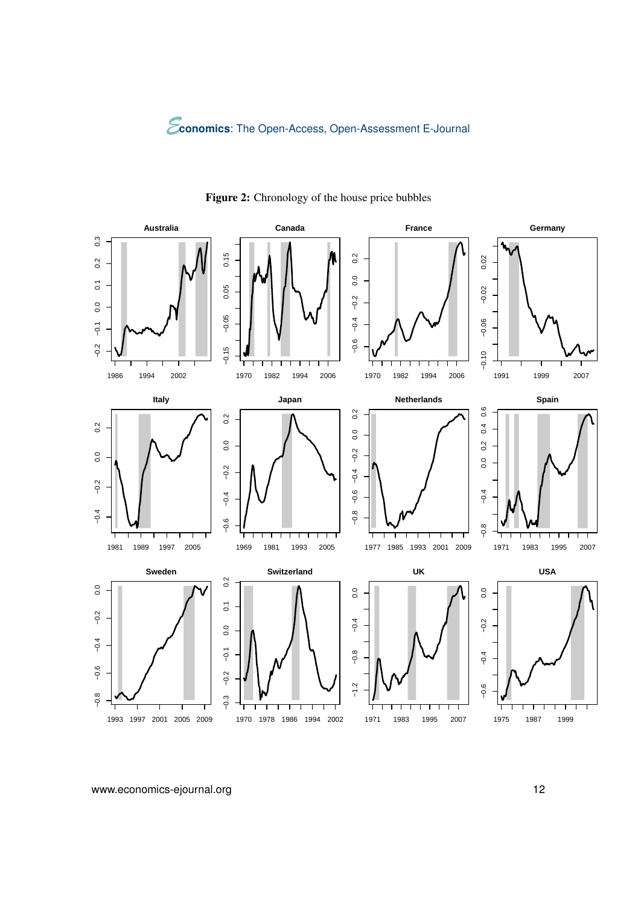**Figure 2:** Chronology of the house price bubbles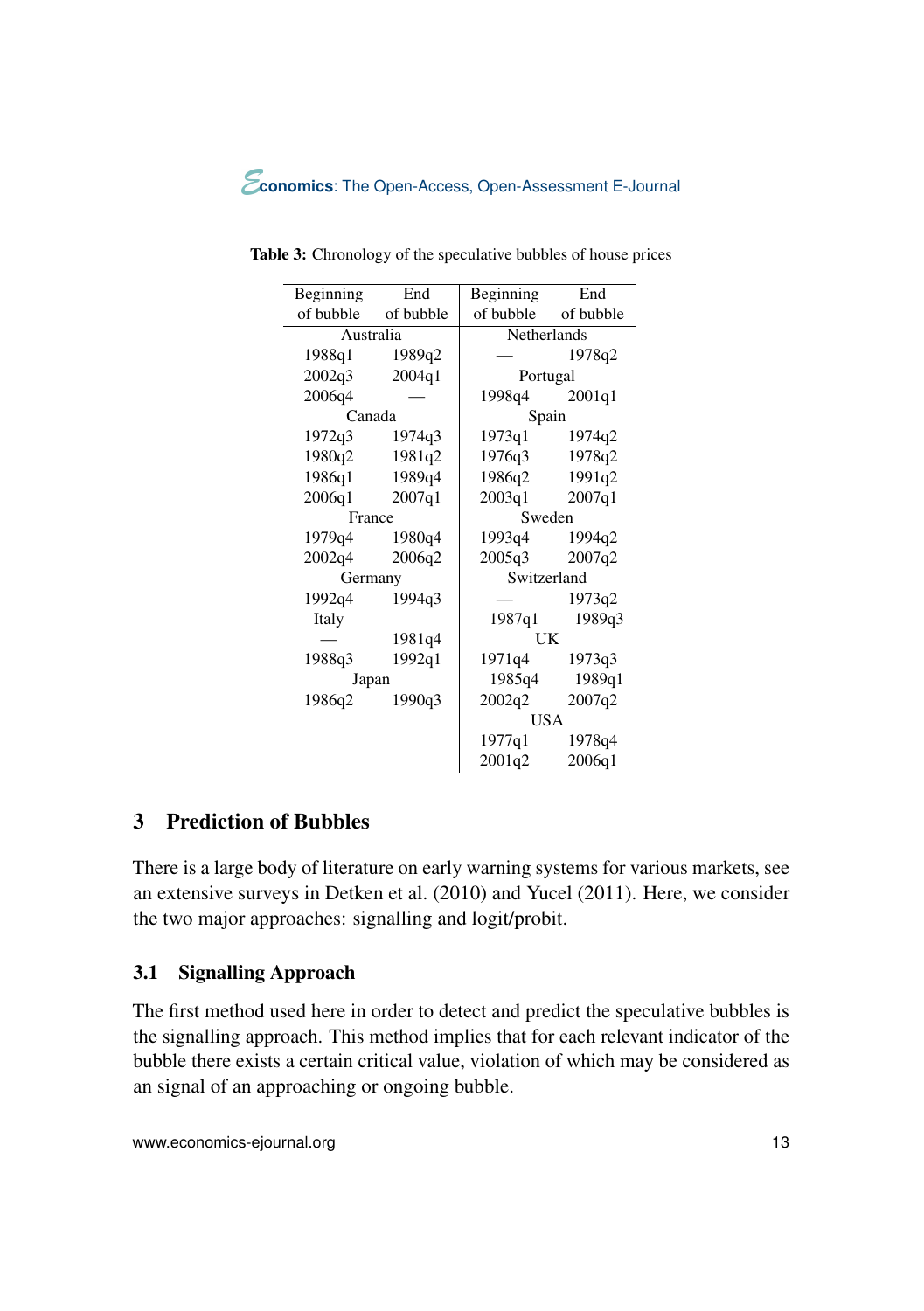**Table 3:** Chronology of the speculative bubbles of house prices

| Beginning of bubble | End of bubble | Beginning of bubble | End of bubble |
|---|---|---|---|
| Australia | | Netherlands | |
| 1988q1 | 1989q2 | — | 1978q2 |
| 2002q3 | 2004q1 | Portugal | |
| 2006q4 | — | 1998q4 | 2001q1 |
| Canada | | Spain | |
| 1972q3 | 1974q3 | 1973q1 | 1974q2 |
| 1980q2 | 1981q2 | 1976q3 | 1978q2 |
| 1986q1 | 1989q4 | 1986q2 | 1991q2 |
| 2006q1 | 2007q1 | 2003q1 | 2007q1 |
| France | | Sweden | |
| 1979q4 | 1980q4 | 1993q4 | 1994q2 |
| 2002q4 | 2006q2 | 2005q3 | 2007q2 |
| Germany | | Switzerland | |
| 1992q4 | 1994q3 | — | 1973q2 |
| Italy | | 1987q1 | 1989q3 |
| — | 1981q4 | UK | |
| 1988q3 | 1992q1 | 1971q4 | 1973q3 |
| Japan | | 1985q4 | 1989q1 |
| 1986q2 | 1990q3 | 2002q2 | 2007q2 |
| | | USA | |
| | | 1977q1 | 1978q4 |
| | | 2001q2 | 2006q1 |

## 3 Prediction of Bubbles

There is a large body of literature on early warning systems for various markets, see an extensive surveys in Detken et al. (2010) and Yucel (2011). Here, we consider the two major approaches: signalling and logit/probit.

### 3.1 Signalling Approach

The first method used here in order to detect and predict the speculative bubbles is the signalling approach. This method implies that for each relevant indicator of the bubble there exists a certain critical value, violation of which may be considered as an signal of an approaching or ongoing bubble.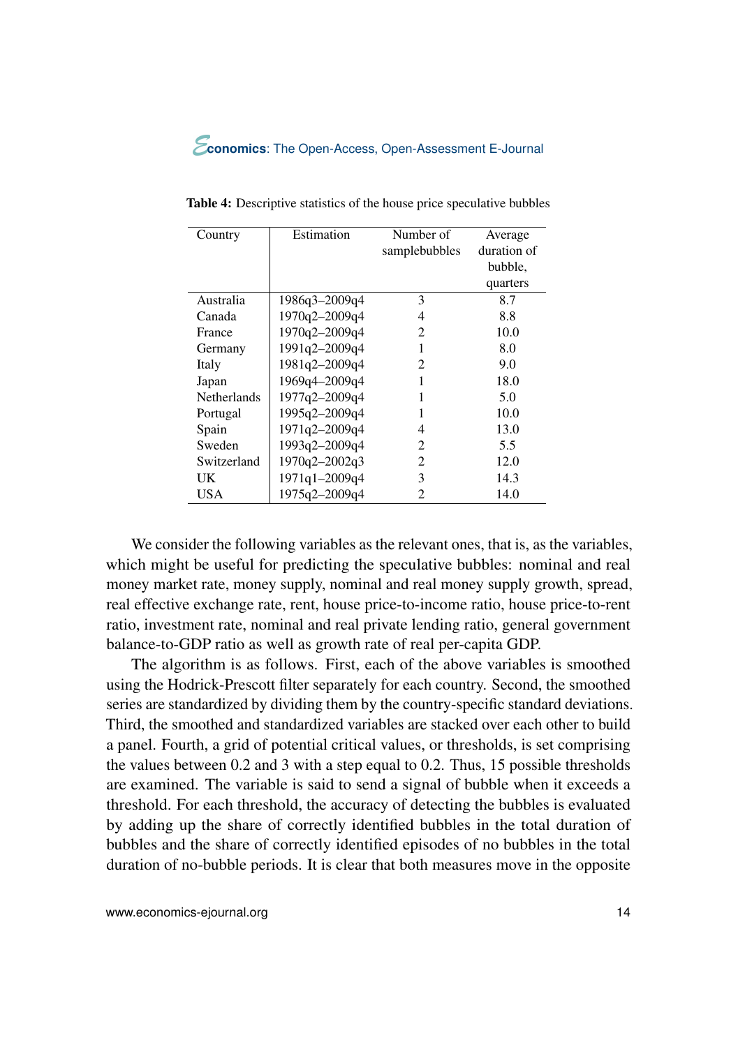**Table 4:** Descriptive statistics of the house price speculative bubbles

| Country | Estimation | Number of samplebubbles | Average duration of bubble, quarters |
|---|---|---|---|
| Australia | 1986q3–2009q4 | 3 | 8.7 |
| Canada | 1970q2–2009q4 | 4 | 8.8 |
| France | 1970q2–2009q4 | 2 | 10.0 |
| Germany | 1991q2–2009q4 | 1 | 8.0 |
| Italy | 1981q2–2009q4 | 2 | 9.0 |
| Japan | 1969q4–2009q4 | 1 | 18.0 |
| Netherlands | 1977q2–2009q4 | 1 | 5.0 |
| Portugal | 1995q2–2009q4 | 1 | 10.0 |
| Spain | 1971q2–2009q4 | 4 | 13.0 |
| Sweden | 1993q2–2009q4 | 2 | 5.5 |
| Switzerland | 1970q2–2002q3 | 2 | 12.0 |
| UK | 1971q1–2009q4 | 3 | 14.3 |
| USA | 1975q2–2009q4 | 2 | 14.0 |

We consider the following variables as the relevant ones, that is, as the variables, which might be useful for predicting the speculative bubbles: nominal and real money market rate, money supply, nominal and real money supply growth, spread, real effective exchange rate, rent, house price-to-income ratio, house price-to-rent ratio, investment rate, nominal and real private lending ratio, general government balance-to-GDP ratio as well as growth rate of real per-capita GDP.

The algorithm is as follows. First, each of the above variables is smoothed using the Hodrick-Prescott filter separately for each country. Second, the smoothed series are standardized by dividing them by the country-specific standard deviations. Third, the smoothed and standardized variables are stacked over each other to build a panel. Fourth, a grid of potential critical values, or thresholds, is set comprising the values between 0.2 and 3 with a step equal to 0.2. Thus, 15 possible thresholds are examined. The variable is said to send a signal of bubble when it exceeds a threshold. For each threshold, the accuracy of detecting the bubbles is evaluated by adding up the share of correctly identified bubbles in the total duration of bubbles and the share of correctly identified episodes of no bubbles in the total duration of no-bubble periods. It is clear that both measures move in the opposite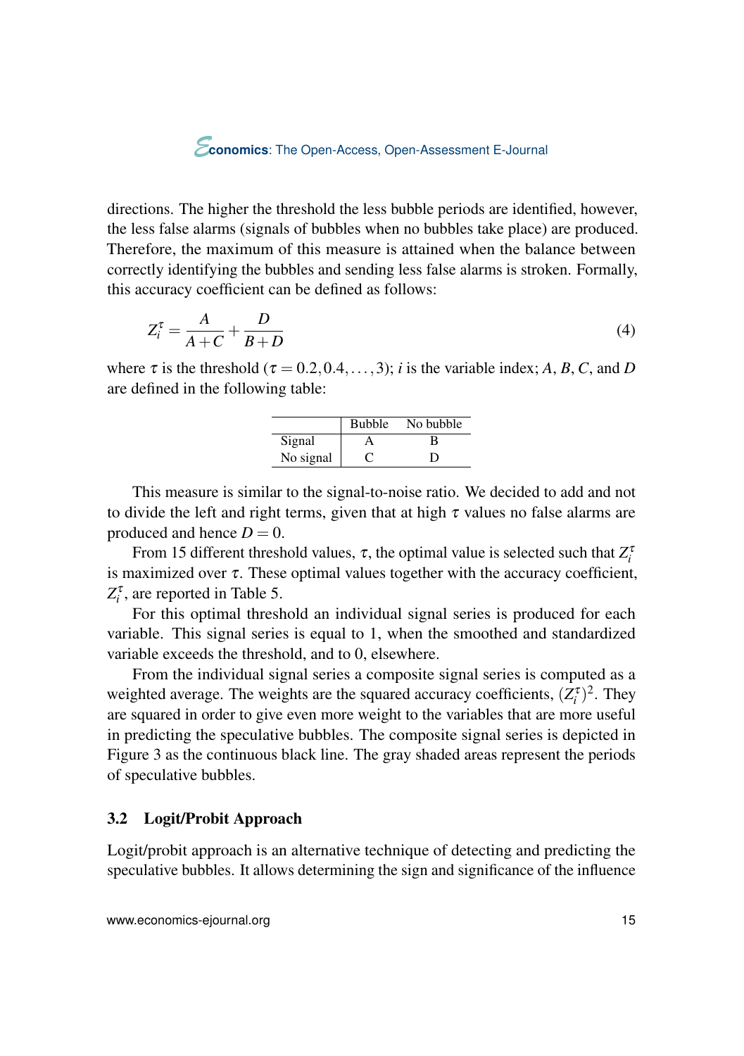directions. The higher the threshold the less bubble periods are identified, however, the less false alarms (signals of bubbles when no bubbles take place) are produced. Therefore, the maximum of this measure is attained when the balance between correctly identifying the bubbles and sending less false alarms is stroken. Formally, this accuracy coefficient can be defined as follows:

$$Z_i^\tau = \frac{A}{A+C} + \frac{D}{B+D} \tag{4}$$

where $\tau$ is the threshold ($\tau = 0.2, 0.4, \ldots, 3$); $i$ is the variable index; $A$, $B$, $C$, and $D$ are defined in the following table:

| | Bubble | No bubble |
|---|---|---|
| Signal | A | B |
| No signal | C | D |

This measure is similar to the signal-to-noise ratio. We decided to add and not to divide the left and right terms, given that at high $\tau$ values no false alarms are produced and hence $D = 0$.

From 15 different threshold values, $\tau$, the optimal value is selected such that $Z_i^\tau$ is maximized over $\tau$. These optimal values together with the accuracy coefficient, $Z_i^\tau$, are reported in Table 5.

For this optimal threshold an individual signal series is produced for each variable. This signal series is equal to 1, when the smoothed and standardized variable exceeds the threshold, and to 0, elsewhere.

From the individual signal series a composite signal series is computed as a weighted average. The weights are the squared accuracy coefficients, $(Z_i^\tau)^2$. They are squared in order to give even more weight to the variables that are more useful in predicting the speculative bubbles. The composite signal series is depicted in Figure 3 as the continuous black line. The gray shaded areas represent the periods of speculative bubbles.

### 3.2 Logit/Probit Approach

Logit/probit approach is an alternative technique of detecting and predicting the speculative bubbles. It allows determining the sign and significance of the influence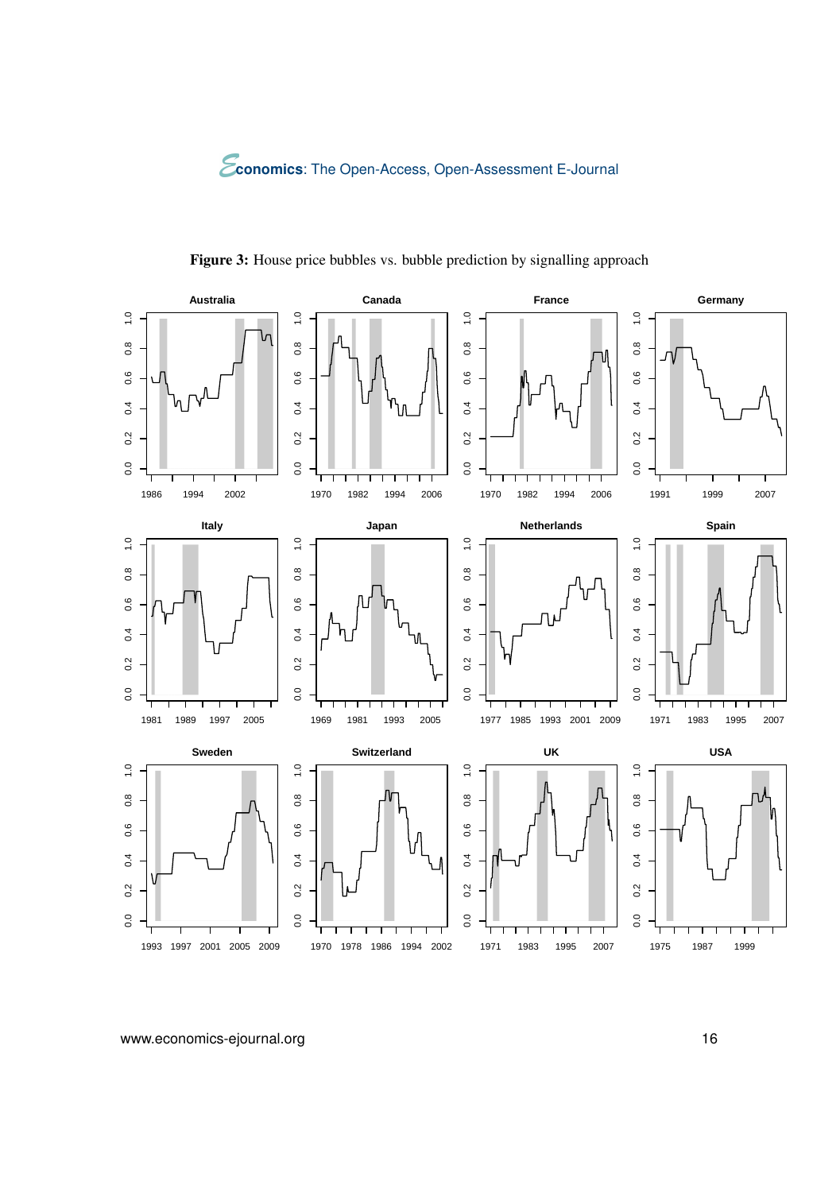**Figure 3:** House price bubbles vs. bubble prediction by signalling approach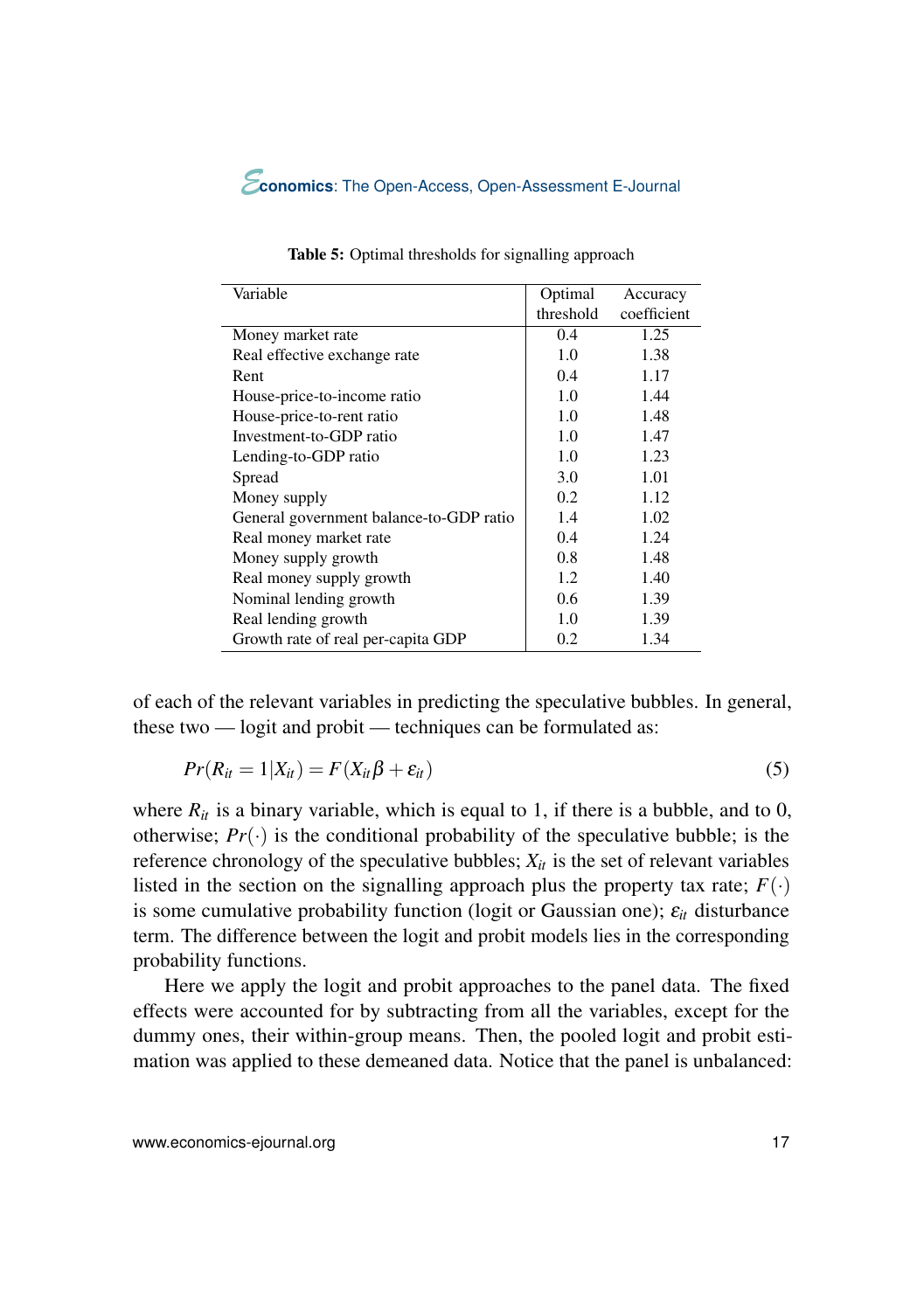**Table 5:** Optimal thresholds for signalling approach

| Variable | Optimal threshold | Accuracy coefficient |
|---|---|---|
| Money market rate | 0.4 | 1.25 |
| Real effective exchange rate | 1.0 | 1.38 |
| Rent | 0.4 | 1.17 |
| House-price-to-income ratio | 1.0 | 1.44 |
| House-price-to-rent ratio | 1.0 | 1.48 |
| Investment-to-GDP ratio | 1.0 | 1.47 |
| Lending-to-GDP ratio | 1.0 | 1.23 |
| Spread | 3.0 | 1.01 |
| Money supply | 0.2 | 1.12 |
| General government balance-to-GDP ratio | 1.4 | 1.02 |
| Real money market rate | 0.4 | 1.24 |
| Money supply growth | 0.8 | 1.48 |
| Real money supply growth | 1.2 | 1.40 |
| Nominal lending growth | 0.6 | 1.39 |
| Real lending growth | 1.0 | 1.39 |
| Growth rate of real per-capita GDP | 0.2 | 1.34 |

of each of the relevant variables in predicting the speculative bubbles. In general, these two — logit and probit — techniques can be formulated as:

$$Pr(R_{it} = 1|X_{it}) = F(X_{it}\beta + \varepsilon_{it}) \tag{5}$$

where $R_{it}$ is a binary variable, which is equal to 1, if there is a bubble, and to 0, otherwise; $Pr(\cdot)$ is the conditional probability of the speculative bubble; is the reference chronology of the speculative bubbles; $X_{it}$ is the set of relevant variables listed in the section on the signalling approach plus the property tax rate; $F(\cdot)$ is some cumulative probability function (logit or Gaussian one); $\varepsilon_{it}$ disturbance term. The difference between the logit and probit models lies in the corresponding probability functions.

Here we apply the logit and probit approaches to the panel data. The fixed effects were accounted for by subtracting from all the variables, except for the dummy ones, their within-group means. Then, the pooled logit and probit estimation was applied to these demeaned data. Notice that the panel is unbalanced: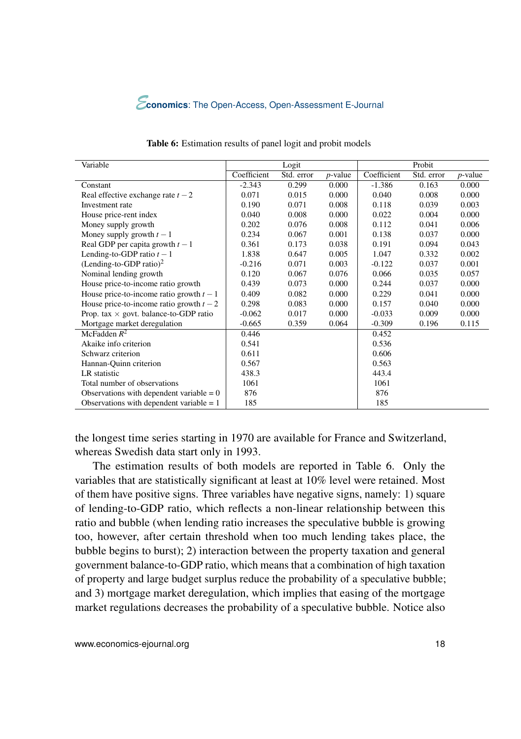**Table 6:** Estimation results of panel logit and probit models

| Variable | Logit | | | Probit | | |
|---|---|---|---|---|---|---|
| | Coefficient | Std. error | $p$-value | Coefficient | Std. error | $p$-value |
| Constant | -2.343 | 0.299 | 0.000 | -1.386 | 0.163 | 0.000 |
| Real effective exchange rate $t-2$ | 0.071 | 0.015 | 0.000 | 0.040 | 0.008 | 0.000 |
| Investment rate | 0.190 | 0.071 | 0.008 | 0.118 | 0.039 | 0.003 |
| House price-rent index | 0.040 | 0.008 | 0.000 | 0.022 | 0.004 | 0.000 |
| Money supply growth | 0.202 | 0.076 | 0.008 | 0.112 | 0.041 | 0.006 |
| Money supply growth $t-1$ | 0.234 | 0.067 | 0.001 | 0.138 | 0.037 | 0.000 |
| Real GDP per capita growth $t-1$ | 0.361 | 0.173 | 0.038 | 0.191 | 0.094 | 0.043 |
| Lending-to-GDP ratio $t-1$ | 1.838 | 0.647 | 0.005 | 1.047 | 0.332 | 0.002 |
| (Lending-to-GDP ratio)$^2$ | -0.216 | 0.071 | 0.003 | -0.122 | 0.037 | 0.001 |
| Nominal lending growth | 0.120 | 0.067 | 0.076 | 0.066 | 0.035 | 0.057 |
| House price-to-income ratio growth | 0.439 | 0.073 | 0.000 | 0.244 | 0.037 | 0.000 |
| House price-to-income ratio growth $t-1$ | 0.409 | 0.082 | 0.000 | 0.229 | 0.041 | 0.000 |
| House price-to-income ratio growth $t-2$ | 0.298 | 0.083 | 0.000 | 0.157 | 0.040 | 0.000 |
| Prop. tax $\times$ govt. balance-to-GDP ratio | -0.062 | 0.017 | 0.000 | -0.033 | 0.009 | 0.000 |
| Mortgage market deregulation | -0.665 | 0.359 | 0.064 | -0.309 | 0.196 | 0.115 |
| McFadden $R^2$ | 0.446 | | | 0.452 | | |
| Akaike info criterion | 0.541 | | | 0.536 | | |
| Schwarz criterion | 0.611 | | | 0.606 | | |
| Hannan-Quinn criterion | 0.567 | | | 0.563 | | |
| LR statistic | 438.3 | | | 443.4 | | |
| Total number of observations | 1061 | | | 1061 | | |
| Observations with dependent variable = 0 | 876 | | | 876 | | |
| Observations with dependent variable = 1 | 185 | | | 185 | | |

the longest time series starting in 1970 are available for France and Switzerland, whereas Swedish data start only in 1993.

The estimation results of both models are reported in Table 6. Only the variables that are statistically significant at least at 10% level were retained. Most of them have positive signs. Three variables have negative signs, namely: 1) square of lending-to-GDP ratio, which reflects a non-linear relationship between this ratio and bubble (when lending ratio increases the speculative bubble is growing too, however, after certain threshold when too much lending takes place, the bubble begins to burst); 2) interaction between the property taxation and general government balance-to-GDP ratio, which means that a combination of high taxation of property and large budget surplus reduce the probability of a speculative bubble; and 3) mortgage market deregulation, which implies that easing of the mortgage market regulations decreases the probability of a speculative bubble. Notice also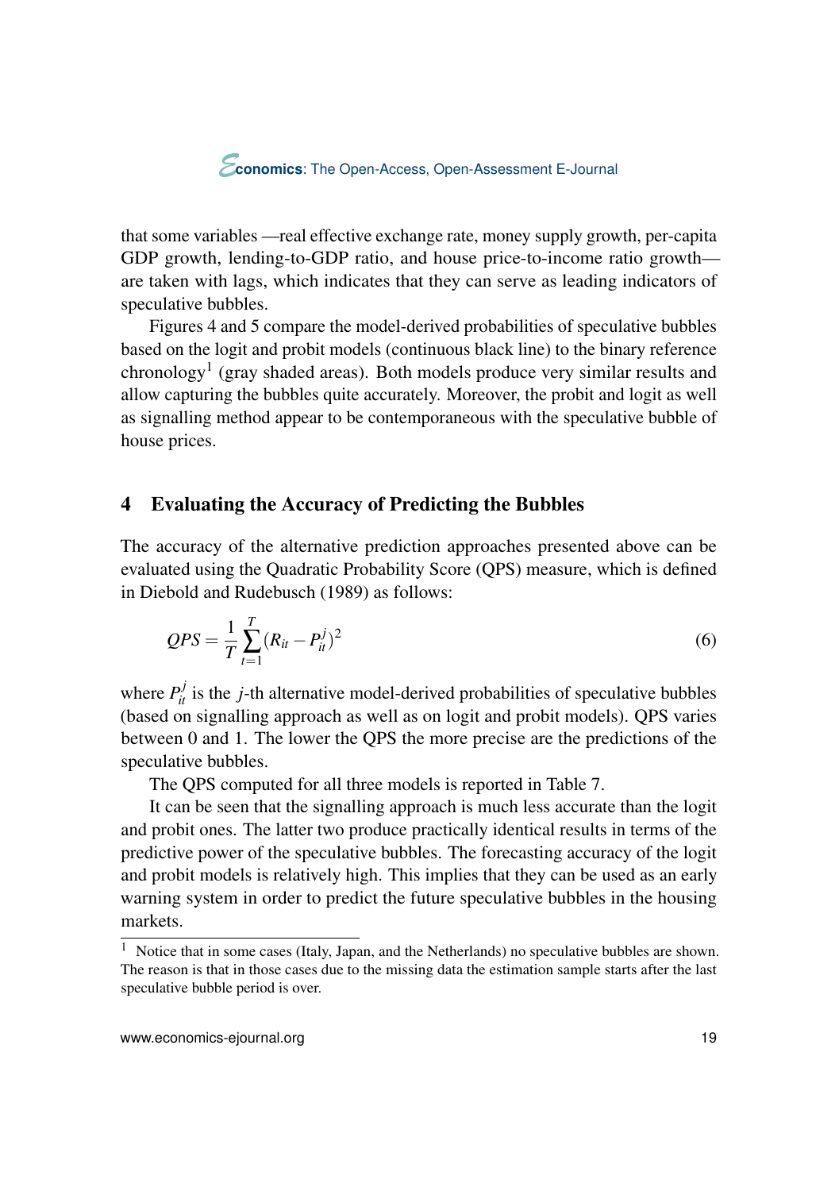that some variables —real effective exchange rate, money supply growth, per-capita GDP growth, lending-to-GDP ratio, and house price-to-income ratio growth— are taken with lags, which indicates that they can serve as leading indicators of speculative bubbles.

Figures 4 and 5 compare the model-derived probabilities of speculative bubbles based on the logit and probit models (continuous black line) to the binary reference chronology[1] (gray shaded areas). Both models produce very similar results and allow capturing the bubbles quite accurately. Moreover, the probit and logit as well as signalling method appear to be contemporaneous with the speculative bubble of house prices.

## 4 Evaluating the Accuracy of Predicting the Bubbles

The accuracy of the alternative prediction approaches presented above can be evaluated using the Quadratic Probability Score (QPS) measure, which is defined in Diebold and Rudebusch (1989) as follows:

$$QPS = \frac{1}{T}\sum_{t=1}^{T}(R_{it} - P_{it}^{j})^2 \tag{6}$$

where $P_{it}^{j}$ is the $j$-th alternative model-derived probabilities of speculative bubbles (based on signalling approach as well as on logit and probit models). QPS varies between 0 and 1. The lower the QPS the more precise are the predictions of the speculative bubbles.

The QPS computed for all three models is reported in Table 7.

It can be seen that the signalling approach is much less accurate than the logit and probit ones. The latter two produce practically identical results in terms of the predictive power of the speculative bubbles. The forecasting accuracy of the logit and probit models is relatively high. This implies that they can be used as an early warning system in order to predict the future speculative bubbles in the housing markets.

[1] Notice that in some cases (Italy, Japan, and the Netherlands) no speculative bubbles are shown. The reason is that in those cases due to the missing data the estimation sample starts after the last speculative bubble period is over.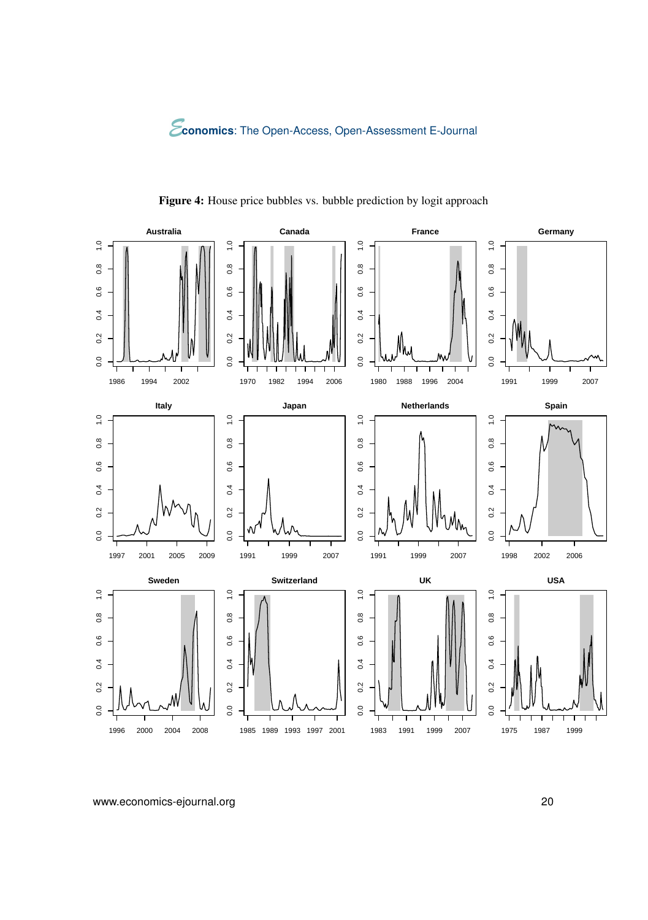**Figure 4:** House price bubbles vs. bubble prediction by logit approach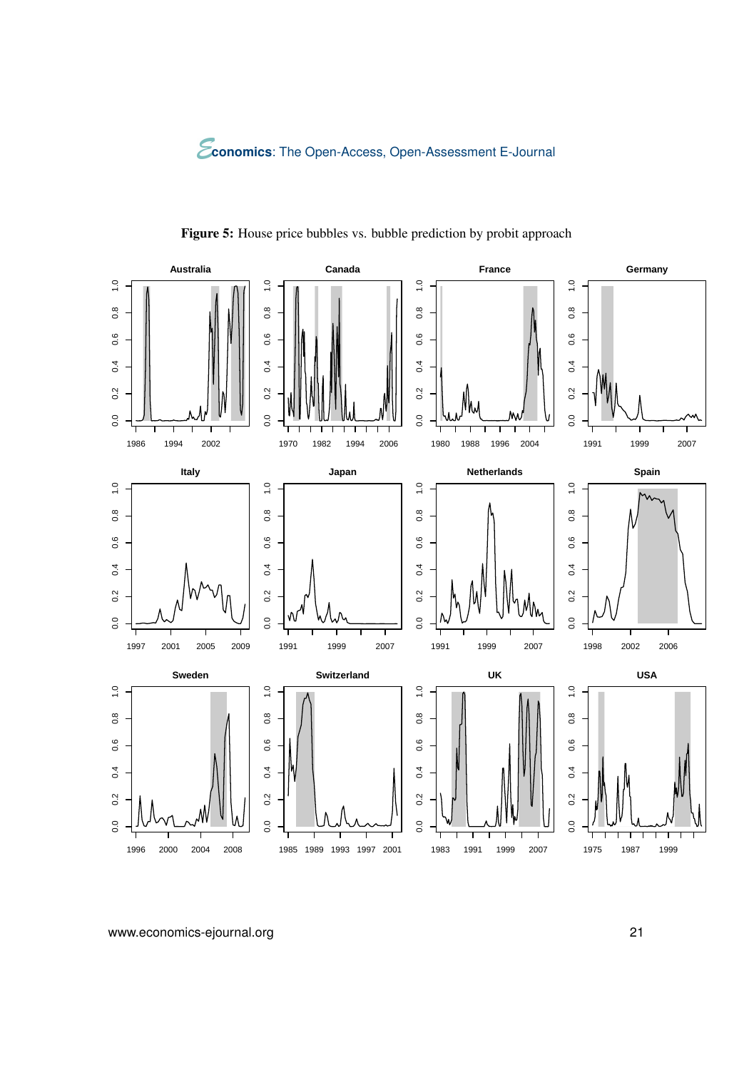**Figure 5:** House price bubbles vs. bubble prediction by probit approach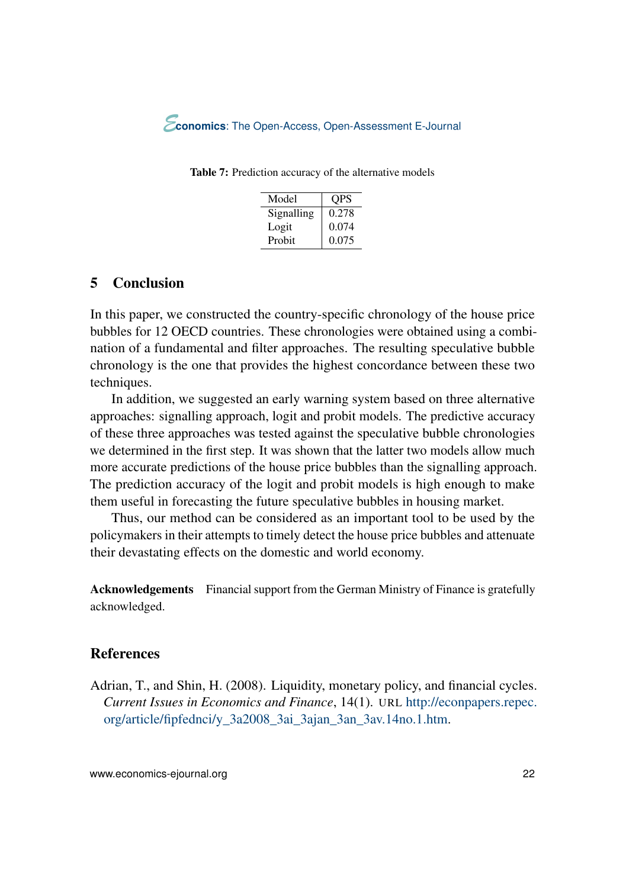**Table 7:** Prediction accuracy of the alternative models

| Model | QPS |
|---|---|
| Signalling | 0.278 |
| Logit | 0.074 |
| Probit | 0.075 |

## 5 Conclusion

In this paper, we constructed the country-specific chronology of the house price bubbles for 12 OECD countries. These chronologies were obtained using a combination of a fundamental and filter approaches. The resulting speculative bubble chronology is the one that provides the highest concordance between these two techniques.

In addition, we suggested an early warning system based on three alternative approaches: signalling approach, logit and probit models. The predictive accuracy of these three approaches was tested against the speculative bubble chronologies we determined in the first step. It was shown that the latter two models allow much more accurate predictions of the house price bubbles than the signalling approach. The prediction accuracy of the logit and probit models is high enough to make them useful in forecasting the future speculative bubbles in housing market.

Thus, our method can be considered as an important tool to be used by the policymakers in their attempts to timely detect the house price bubbles and attenuate their devastating effects on the domestic and world economy.

**Acknowledgements** Financial support from the German Ministry of Finance is gratefully acknowledged.

## References

Adrian, T., and Shin, H. (2008). Liquidity, monetary policy, and financial cycles. *Current Issues in Economics and Finance*, 14(1). URL http://econpapers.repec.org/article/fipfednci/y_3a2008_3ai_3ajan_3an_3av.14no.1.htm.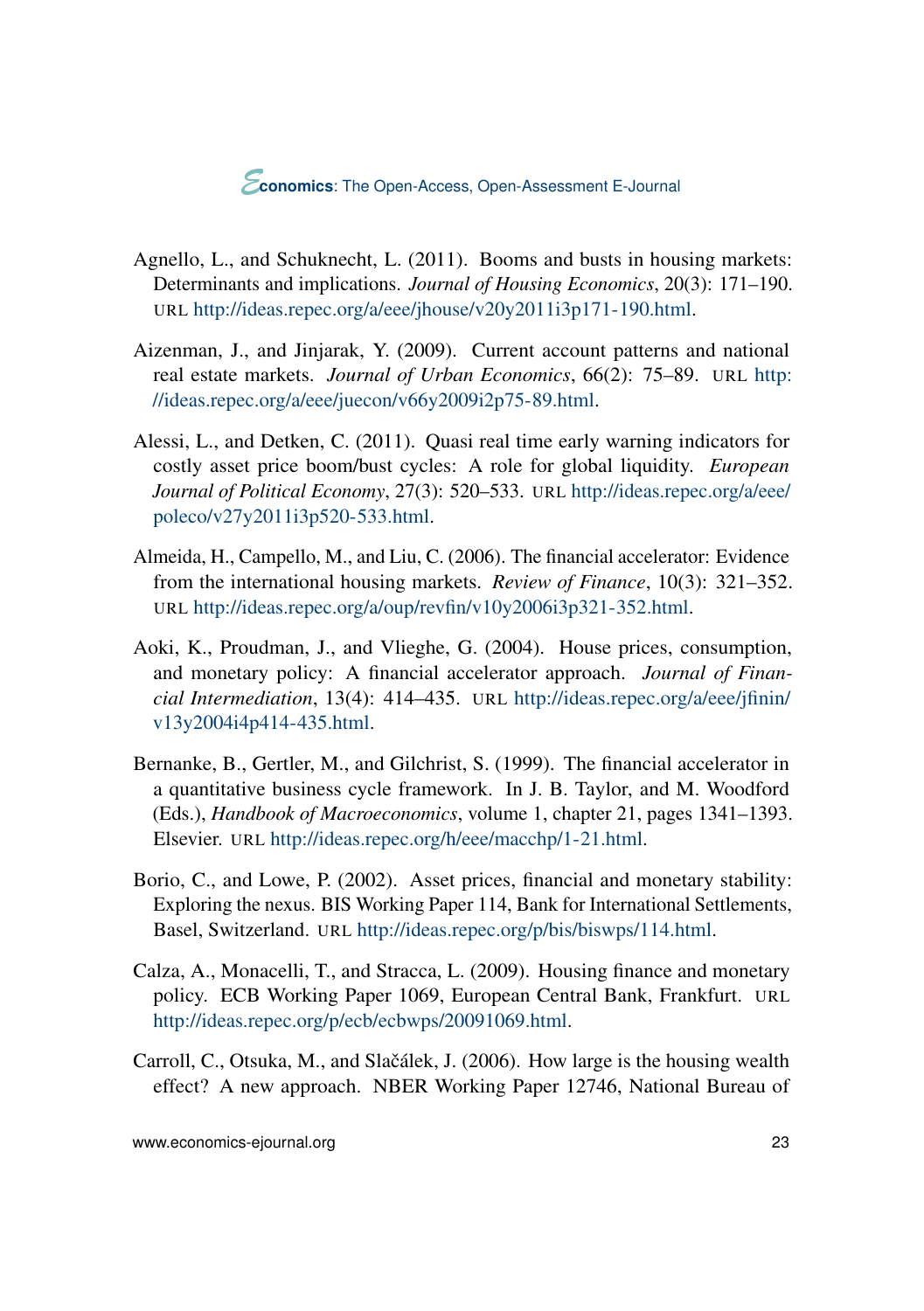Agnello, L., and Schuknecht, L. (2011). Booms and busts in housing markets: Determinants and implications. *Journal of Housing Economics*, 20(3): 171–190. URL http://ideas.repec.org/a/eee/jhouse/v20y2011i3p171-190.html.

Aizenman, J., and Jinjarak, Y. (2009). Current account patterns and national real estate markets. *Journal of Urban Economics*, 66(2): 75–89. URL http://ideas.repec.org/a/eee/juecon/v66y2009i2p75-89.html.

Alessi, L., and Detken, C. (2011). Quasi real time early warning indicators for costly asset price boom/bust cycles: A role for global liquidity. *European Journal of Political Economy*, 27(3): 520–533. URL http://ideas.repec.org/a/eee/poleco/v27y2011i3p520-533.html.

Almeida, H., Campello, M., and Liu, C. (2006). The financial accelerator: Evidence from the international housing markets. *Review of Finance*, 10(3): 321–352. URL http://ideas.repec.org/a/oup/revfin/v10y2006i3p321-352.html.

Aoki, K., Proudman, J., and Vlieghe, G. (2004). House prices, consumption, and monetary policy: A financial accelerator approach. *Journal of Financial Intermediation*, 13(4): 414–435. URL http://ideas.repec.org/a/eee/jfinin/v13y2004i4p414-435.html.

Bernanke, B., Gertler, M., and Gilchrist, S. (1999). The financial accelerator in a quantitative business cycle framework. In J. B. Taylor, and M. Woodford (Eds.), *Handbook of Macroeconomics*, volume 1, chapter 21, pages 1341–1393. Elsevier. URL http://ideas.repec.org/h/eee/macchp/1-21.html.

Borio, C., and Lowe, P. (2002). Asset prices, financial and monetary stability: Exploring the nexus. BIS Working Paper 114, Bank for International Settlements, Basel, Switzerland. URL http://ideas.repec.org/p/bis/biswps/114.html.

Calza, A., Monacelli, T., and Stracca, L. (2009). Housing finance and monetary policy. ECB Working Paper 1069, European Central Bank, Frankfurt. URL http://ideas.repec.org/p/ecb/ecbwps/20091069.html.

Carroll, C., Otsuka, M., and Slačálek, J. (2006). How large is the housing wealth effect? A new approach. NBER Working Paper 12746, National Bureau of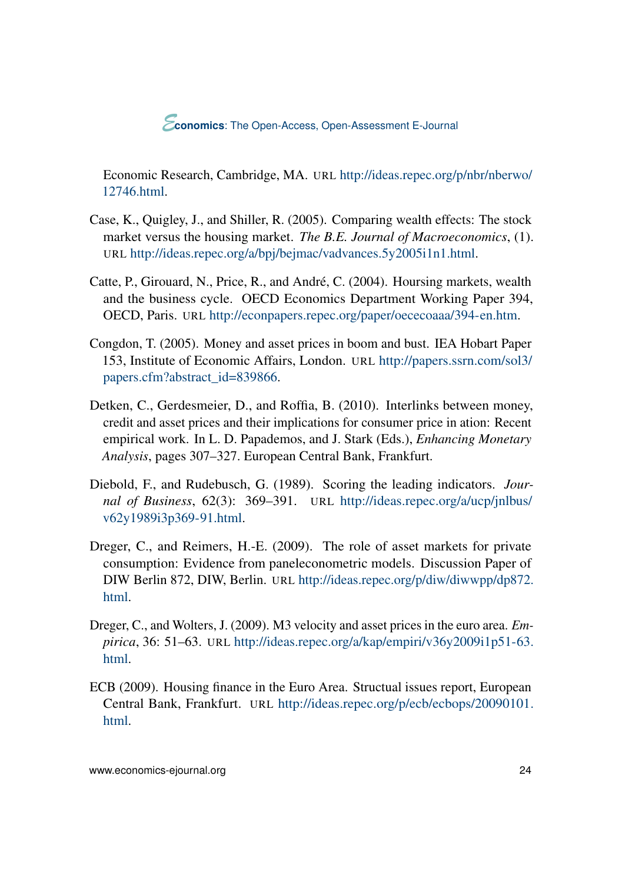Economic Research, Cambridge, MA. URL http://ideas.repec.org/p/nbr/nberwo/12746.html.

Case, K., Quigley, J., and Shiller, R. (2005). Comparing wealth effects: The stock market versus the housing market. *The B.E. Journal of Macroeconomics*, (1). URL http://ideas.repec.org/a/bpj/bejmac/vadvances.5y2005i1n1.html.

Catte, P., Girouard, N., Price, R., and André, C. (2004). Hoursing markets, wealth and the business cycle. OECD Economics Department Working Paper 394, OECD, Paris. URL http://econpapers.repec.org/paper/oececoaaa/394-en.htm.

Congdon, T. (2005). Money and asset prices in boom and bust. IEA Hobart Paper 153, Institute of Economic Affairs, London. URL http://papers.ssrn.com/sol3/papers.cfm?abstract_id=839866.

Detken, C., Gerdesmeier, D., and Roffia, B. (2010). Interlinks between money, credit and asset prices and their implications for consumer price in ation: Recent empirical work. In L. D. Papademos, and J. Stark (Eds.), *Enhancing Monetary Analysis*, pages 307–327. European Central Bank, Frankfurt.

Diebold, F., and Rudebusch, G. (1989). Scoring the leading indicators. *Journal of Business*, 62(3): 369–391. URL http://ideas.repec.org/a/ucp/jnlbus/v62y1989i3p369-91.html.

Dreger, C., and Reimers, H.-E. (2009). The role of asset markets for private consumption: Evidence from paneleconometric models. Discussion Paper of DIW Berlin 872, DIW, Berlin. URL http://ideas.repec.org/p/diw/diwwpp/dp872.html.

Dreger, C., and Wolters, J. (2009). M3 velocity and asset prices in the euro area. *Empirica*, 36: 51–63. URL http://ideas.repec.org/a/kap/empiri/v36y2009i1p51-63.html.

ECB (2009). Housing finance in the Euro Area. Structual issues report, European Central Bank, Frankfurt. URL http://ideas.repec.org/p/ecb/ecbops/20090101.html.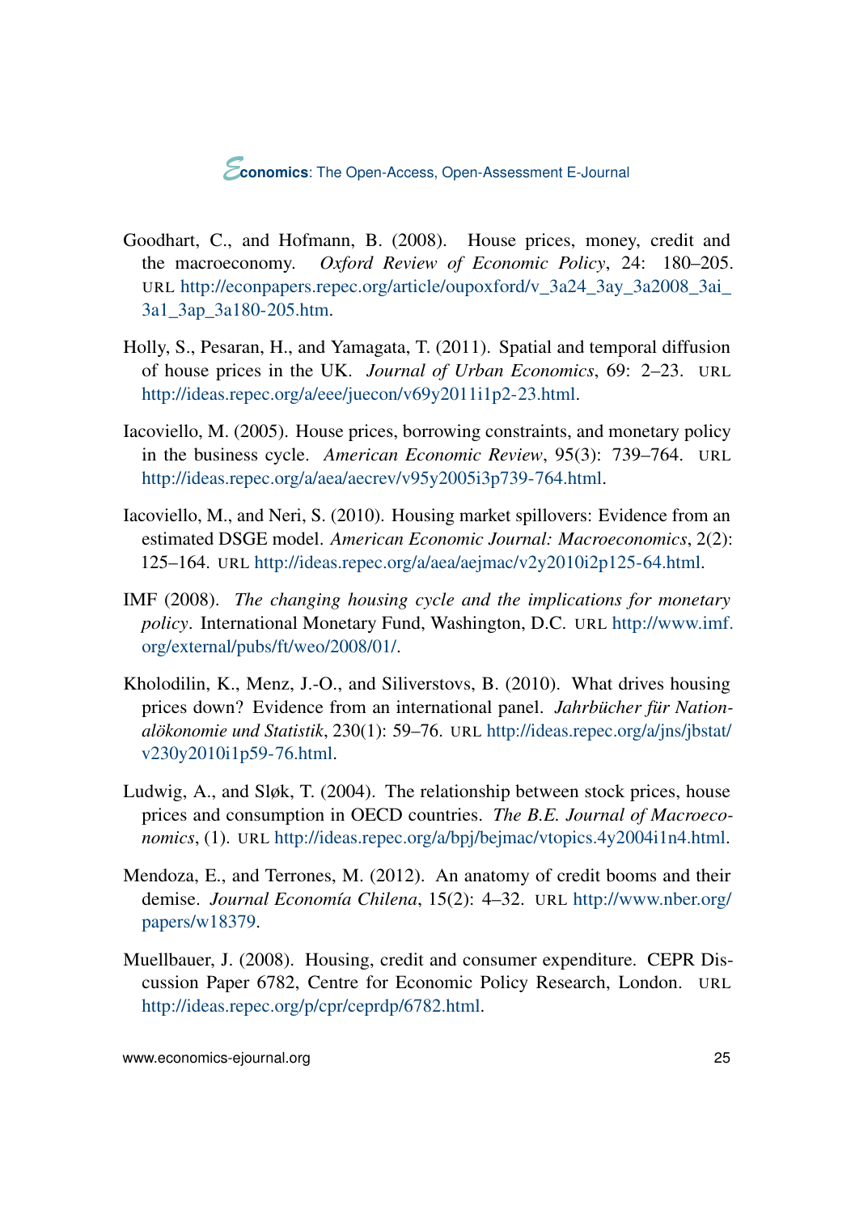Goodhart, C., and Hofmann, B. (2008). House prices, money, credit and the macroeconomy. *Oxford Review of Economic Policy*, 24: 180–205. URL http://econpapers.repec.org/article/oupoxford/v_3a24_3ay_3a2008_3ai_3a1_3ap_3a180-205.htm.

Holly, S., Pesaran, H., and Yamagata, T. (2011). Spatial and temporal diffusion of house prices in the UK. *Journal of Urban Economics*, 69: 2–23. URL http://ideas.repec.org/a/eee/juecon/v69y2011i1p2-23.html.

Iacoviello, M. (2005). House prices, borrowing constraints, and monetary policy in the business cycle. *American Economic Review*, 95(3): 739–764. URL http://ideas.repec.org/a/aea/aecrev/v95y2005i3p739-764.html.

Iacoviello, M., and Neri, S. (2010). Housing market spillovers: Evidence from an estimated DSGE model. *American Economic Journal: Macroeconomics*, 2(2): 125–164. URL http://ideas.repec.org/a/aea/aejmac/v2y2010i2p125-64.html.

IMF (2008). *The changing housing cycle and the implications for monetary policy*. International Monetary Fund, Washington, D.C. URL http://www.imf.org/external/pubs/ft/weo/2008/01/.

Kholodilin, K., Menz, J.-O., and Siliverstovs, B. (2010). What drives housing prices down? Evidence from an international panel. *Jahrbücher für Nationalökonomie und Statistik*, 230(1): 59–76. URL http://ideas.repec.org/a/jns/jbstat/v230y2010i1p59-76.html.

Ludwig, A., and Sløk, T. (2004). The relationship between stock prices, house prices and consumption in OECD countries. *The B.E. Journal of Macroeconomics*, (1). URL http://ideas.repec.org/a/bpj/bejmac/vtopics.4y2004i1n4.html.

Mendoza, E., and Terrones, M. (2012). An anatomy of credit booms and their demise. *Journal Economía Chilena*, 15(2): 4–32. URL http://www.nber.org/papers/w18379.

Muellbauer, J. (2008). Housing, credit and consumer expenditure. CEPR Discussion Paper 6782, Centre for Economic Policy Research, London. URL http://ideas.repec.org/p/cpr/ceprdp/6782.html.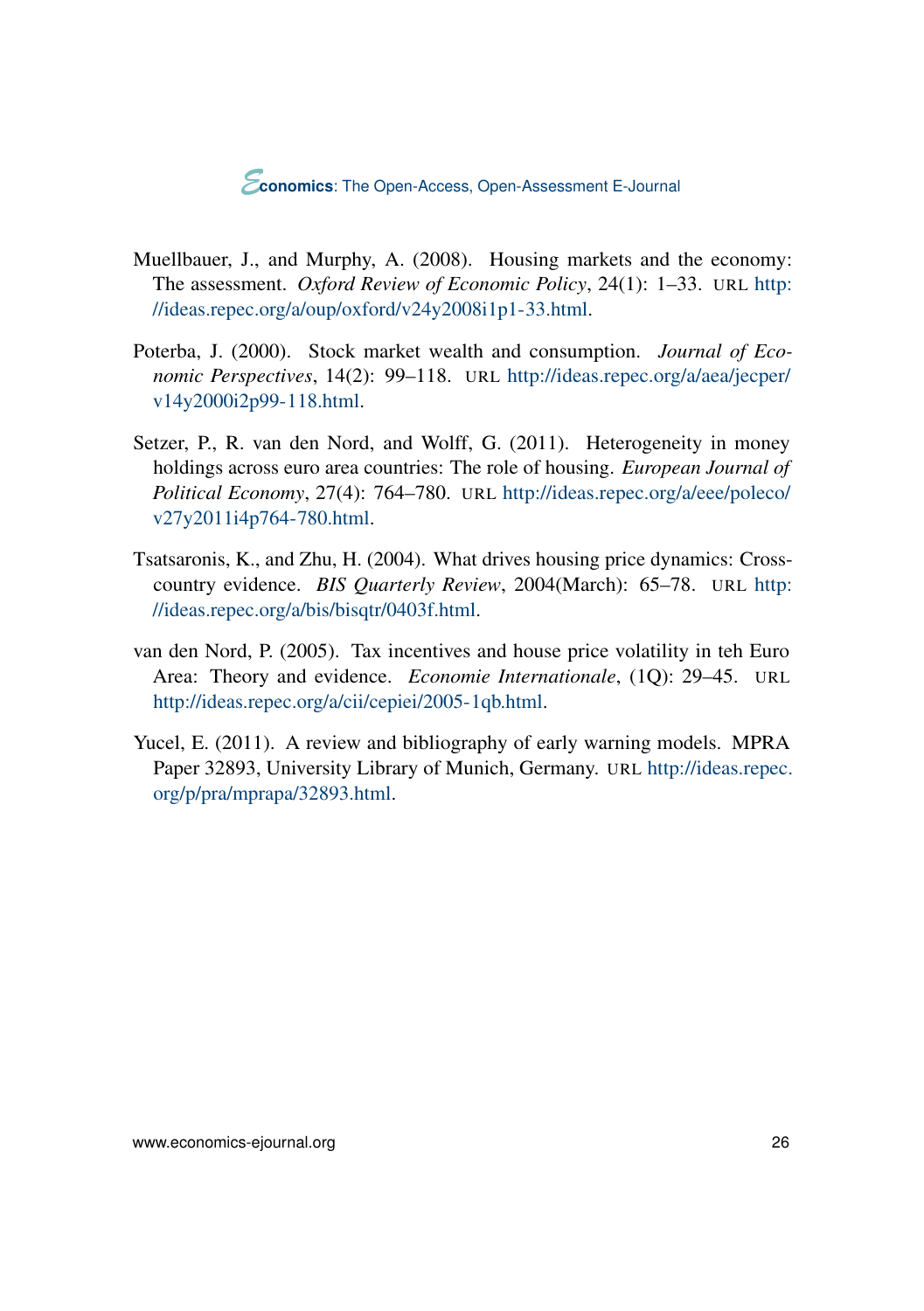Muellbauer, J., and Murphy, A. (2008). Housing markets and the economy: The assessment. *Oxford Review of Economic Policy*, 24(1): 1–33. URL http://ideas.repec.org/a/oup/oxford/v24y2008i1p1-33.html.

Poterba, J. (2000). Stock market wealth and consumption. *Journal of Economic Perspectives*, 14(2): 99–118. URL http://ideas.repec.org/a/aea/jecper/v14y2000i2p99-118.html.

Setzer, P., R. van den Nord, and Wolff, G. (2011). Heterogeneity in money holdings across euro area countries: The role of housing. *European Journal of Political Economy*, 27(4): 764–780. URL http://ideas.repec.org/a/eee/poleco/v27y2011i4p764-780.html.

Tsatsaronis, K., and Zhu, H. (2004). What drives housing price dynamics: Cross-country evidence. *BIS Quarterly Review*, 2004(March): 65–78. URL http://ideas.repec.org/a/bis/bisqtr/0403f.html.

van den Nord, P. (2005). Tax incentives and house price volatility in teh Euro Area: Theory and evidence. *Economie Internationale*, (1Q): 29–45. URL http://ideas.repec.org/a/cii/cepiei/2005-1qb.html.

Yucel, E. (2011). A review and bibliography of early warning models. MPRA Paper 32893, University Library of Munich, Germany. URL http://ideas.repec.org/p/pra/mprapa/32893.html.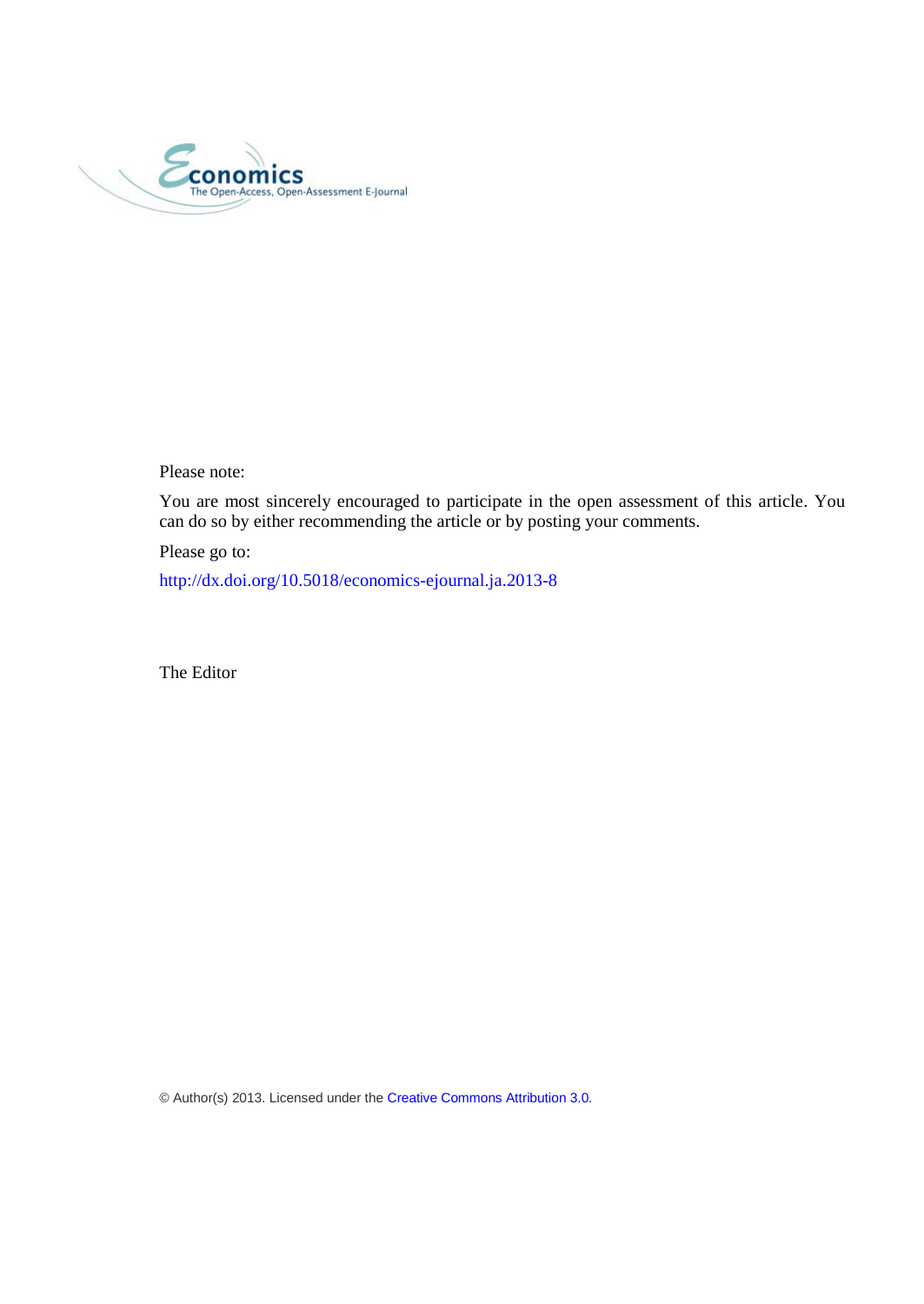Economics
The Open-Access, Open-Assessment E-Journal

Please note:

You are most sincerely encouraged to participate in the open assessment of this article. You can do so by either recommending the article or by posting your comments.

Please go to:

http://dx.doi.org/10.5018/economics-ejournal.ja.2013-8

The Editor

© Author(s) 2013. Licensed under the Creative Commons Attribution 3.0.